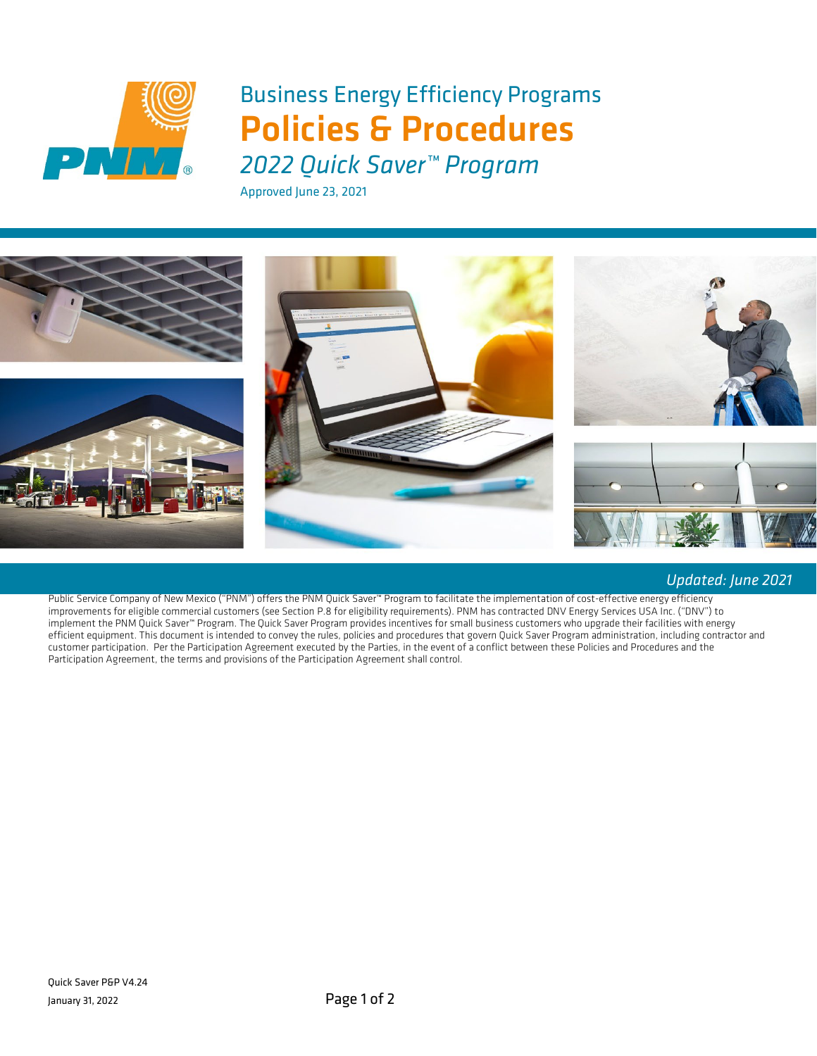# Business Energy Efficiency Programs

# Policies & Procedures

## *2022 Quick Saver™ Program*

Approved June 23, 2021

*Updated: June 2021*

Public Service Company of New Mexico ("PNM") offers the PNM Quick Saver™ Program to facilitate the implementation of cost-effective energy efficiency improvements for eligible commercial customers (see Section P.8 for eligibility requirements). PNM has contracted DNV Energy Services USA Inc. ("DNV") to implement the PNM Quick Saver™ Program. The Quick Saver Program provides incentives for small business customers who upgrade their facilities with energy efficient equipment. This document is intended to convey the rules, policies and procedures that govern Quick Saver Program administration, including contractor and customer participation. Per the Participation Agreement executed by the Parties, in the event of a conflict between these Policies and Procedures and the Participation Agreement, the terms and provisions of the Participation Agreement shall control.

Quick Saver P&P V4.24

January 31, 2022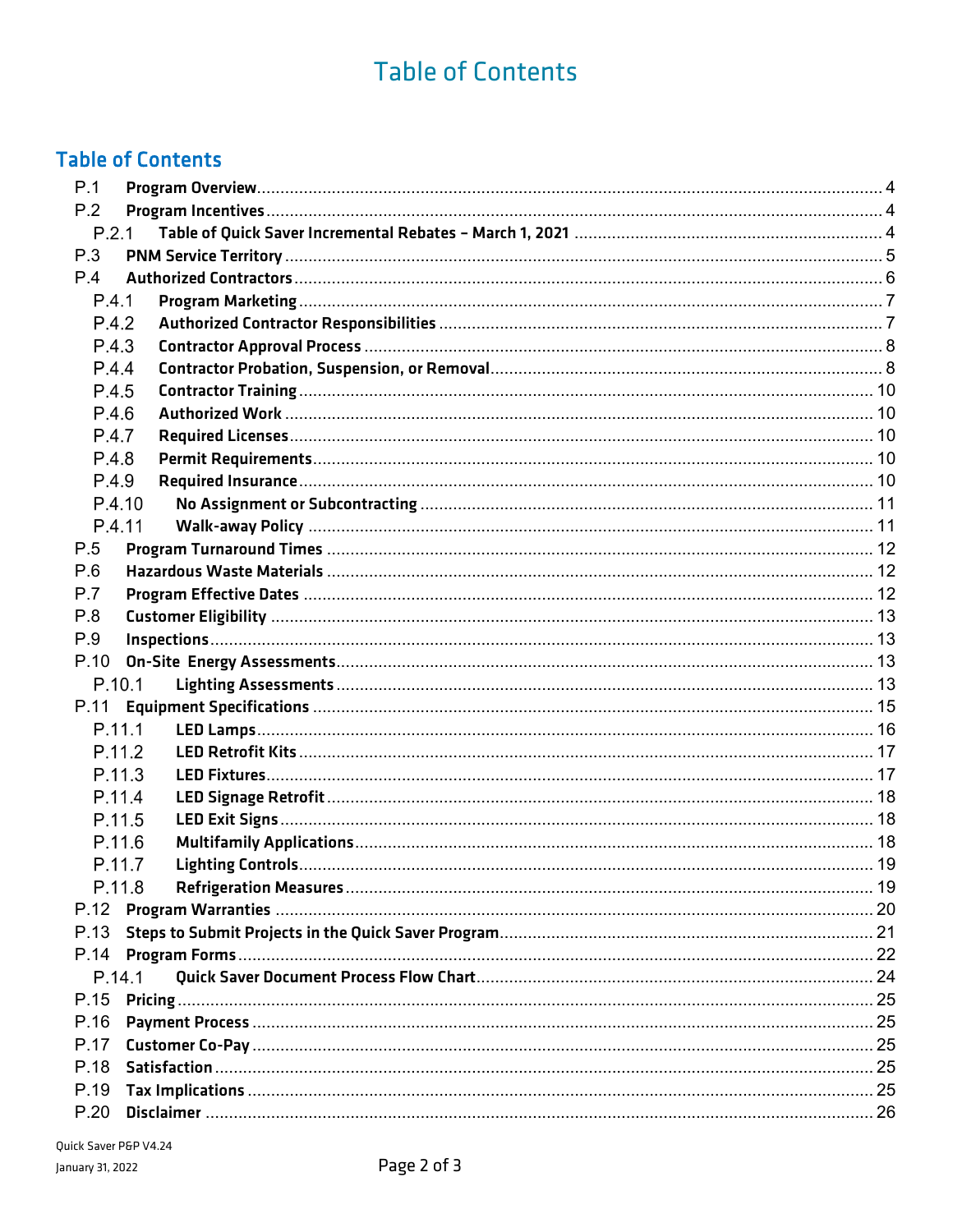# Table of Contents

## Table of Contents

- P.1 **Program Overview** ... 4
- P.2 **Program Incentives** ... 4
  - P.2.1 **Table of Quick Saver Incremental Rebates – March 1, 2021** ... 4
- P.3 **PNM Service Territory** ... 5
- P.4 **Authorized Contractors** ... 6
  - P.4.1 **Program Marketing** ... 7
  - P.4.2 **Authorized Contractor Responsibilities** ... 7
  - P.4.3 **Contractor Approval Process** ... 8
  - P.4.4 **Contractor Probation, Suspension, or Removal** ... 8
  - P.4.5 **Contractor Training** ... 10
  - P.4.6 **Authorized Work** ... 10
  - P.4.7 **Required Licenses** ... 10
  - P.4.8 **Permit Requirements** ... 10
  - P.4.9 **Required Insurance** ... 10
  - P.4.10 **No Assignment or Subcontracting** ... 11
  - P.4.11 **Walk-away Policy** ... 11
- P.5 **Program Turnaround Times** ... 12
- P.6 **Hazardous Waste Materials** ... 12
- P.7 **Program Effective Dates** ... 12
- P.8 **Customer Eligibility** ... 13
- P.9 **Inspections** ... 13
- P.10 **On-Site Energy Assessments** ... 13
  - P.10.1 **Lighting Assessments** ... 13
- P.11 **Equipment Specifications** ... 15
  - P.11.1 **LED Lamps** ... 16
  - P.11.2 **LED Retrofit Kits** ... 17
  - P.11.3 **LED Fixtures** ... 17
  - P.11.4 **LED Signage Retrofit** ... 18
  - P.11.5 **LED Exit Signs** ... 18
  - P.11.6 **Multifamily Applications** ... 18
  - P.11.7 **Lighting Controls** ... 19
  - P.11.8 **Refrigeration Measures** ... 19
- P.12 **Program Warranties** ... 20
- P.13 **Steps to Submit Projects in the Quick Saver Program** ... 21
- P.14 **Program Forms** ... 22
  - P.14.1 **Quick Saver Document Process Flow Chart** ... 24
- P.15 **Pricing** ... 25
- P.16 **Payment Process** ... 25
- P.17 **Customer Co-Pay** ... 25
- P.18 **Satisfaction** ... 25
- P.19 **Tax Implications** ... 25
- P.20 **Disclaimer** ... 26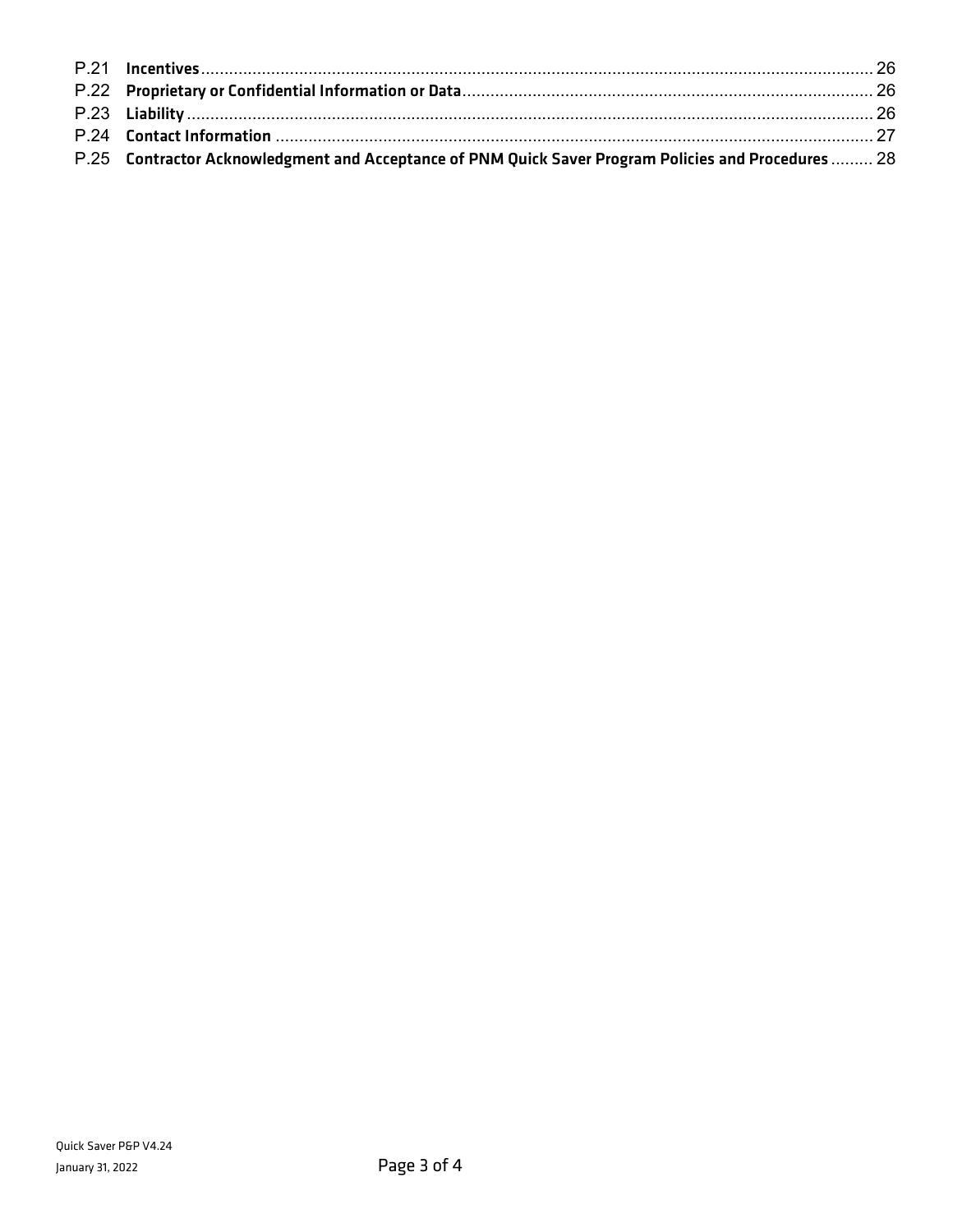P.21 **Incentives** ........................................................................................................................................ 26
P.22 **Proprietary or Confidential Information or Data** ................................................................................. 26
P.23 **Liability** .......................................................................................................................................... 26
P.24 **Contact Information** ........................................................................................................................ 27
P.25 **Contractor Acknowledgment and Acceptance of PNM Quick Saver Program Policies and Procedures** ......... 28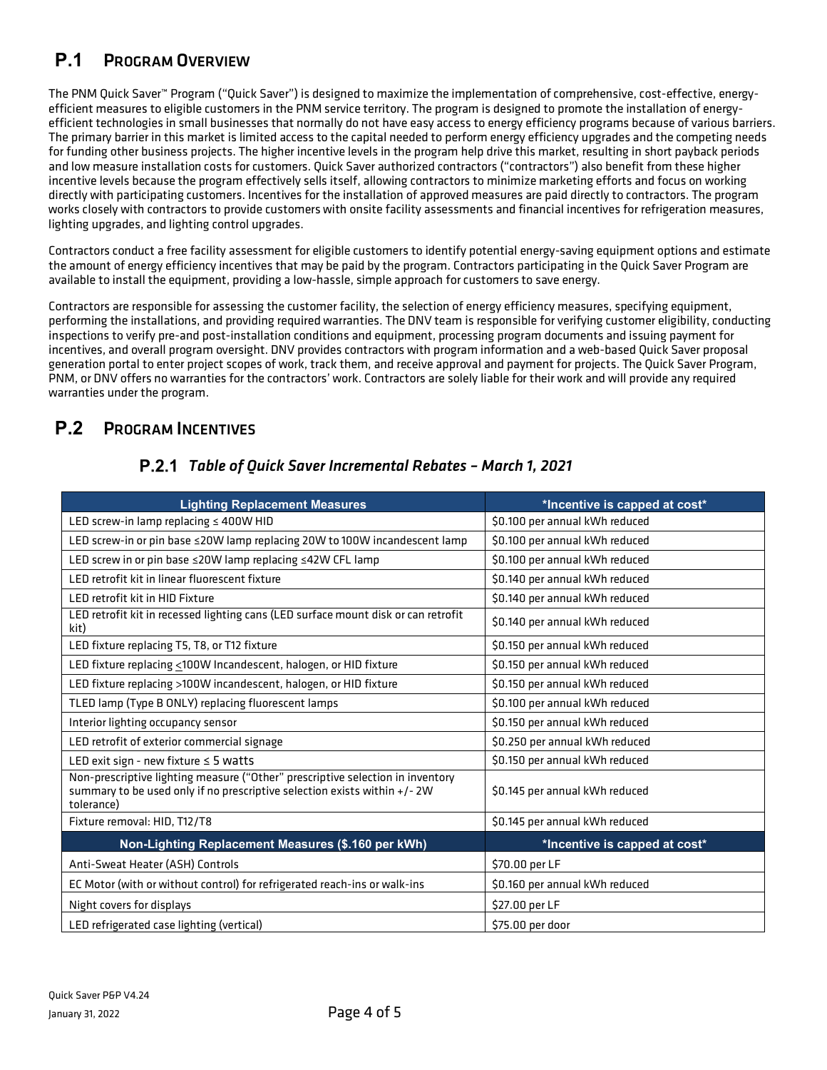## P.1 Program Overview

The PNM Quick Saver™ Program ("Quick Saver") is designed to maximize the implementation of comprehensive, cost-effective, energy-efficient measures to eligible customers in the PNM service territory. The program is designed to promote the installation of energy-efficient technologies in small businesses that normally do not have easy access to energy efficiency programs because of various barriers. The primary barrier in this market is limited access to the capital needed to perform energy efficiency upgrades and the competing needs for funding other business projects. The higher incentive levels in the program help drive this market, resulting in short payback periods and low measure installation costs for customers. Quick Saver authorized contractors ("contractors") also benefit from these higher incentive levels because the program effectively sells itself, allowing contractors to minimize marketing efforts and focus on working directly with participating customers. Incentives for the installation of approved measures are paid directly to contractors. The program works closely with contractors to provide customers with onsite facility assessments and financial incentives for refrigeration measures, lighting upgrades, and lighting control upgrades.

Contractors conduct a free facility assessment for eligible customers to identify potential energy-saving equipment options and estimate the amount of energy efficiency incentives that may be paid by the program. Contractors participating in the Quick Saver Program are available to install the equipment, providing a low-hassle, simple approach for customers to save energy.

Contractors are responsible for assessing the customer facility, the selection of energy efficiency measures, specifying equipment, performing the installations, and providing required warranties. The DNV team is responsible for verifying customer eligibility, conducting inspections to verify pre-and post-installation conditions and equipment, processing program documents and issuing payment for incentives, and overall program oversight. DNV provides contractors with program information and a web-based Quick Saver proposal generation portal to enter project scopes of work, track them, and receive approval and payment for projects. The Quick Saver Program, PNM, or DNV offers no warranties for the contractors' work. Contractors are solely liable for their work and will provide any required warranties under the program.

## P.2 Program Incentives

### P.2.1 *Table of Quick Saver Incremental Rebates – March 1, 2021*

| Lighting Replacement Measures | *Incentive is capped at cost* |
|---|---|
| LED screw-in lamp replacing ≤ 400W HID | $0.100 per annual kWh reduced |
| LED screw-in or pin base ≤20W lamp replacing 20W to 100W incandescent lamp | $0.100 per annual kWh reduced |
| LED screw in or pin base ≤20W lamp replacing ≤42W CFL lamp | $0.100 per annual kWh reduced |
| LED retrofit kit in linear fluorescent fixture | $0.140 per annual kWh reduced |
| LED retrofit kit in HID Fixture | $0.140 per annual kWh reduced |
| LED retrofit kit in recessed lighting cans (LED surface mount disk or can retrofit kit) | $0.140 per annual kWh reduced |
| LED fixture replacing T5, T8, or T12 fixture | $0.150 per annual kWh reduced |
| LED fixture replacing ≤100W Incandescent, halogen, or HID fixture | $0.150 per annual kWh reduced |
| LED fixture replacing >100W incandescent, halogen, or HID fixture | $0.150 per annual kWh reduced |
| TLED lamp (Type B ONLY) replacing fluorescent lamps | $0.100 per annual kWh reduced |
| Interior lighting occupancy sensor | $0.150 per annual kWh reduced |
| LED retrofit of exterior commercial signage | $0.250 per annual kWh reduced |
| LED exit sign - new fixture ≤ 5 watts | $0.150 per annual kWh reduced |
| Non-prescriptive lighting measure ("Other" prescriptive selection in inventory summary to be used only if no prescriptive selection exists within +/- 2W tolerance) | $0.145 per annual kWh reduced |
| Fixture removal: HID, T12/T8 | $0.145 per annual kWh reduced |
| **Non-Lighting Replacement Measures ($.160 per kWh)** | ***Incentive is capped at cost*** |
| Anti-Sweat Heater (ASH) Controls | $70.00 per LF |
| EC Motor (with or without control) for refrigerated reach-ins or walk-ins | $0.160 per annual kWh reduced |
| Night covers for displays | $27.00 per LF |
| LED refrigerated case lighting (vertical) | $75.00 per door |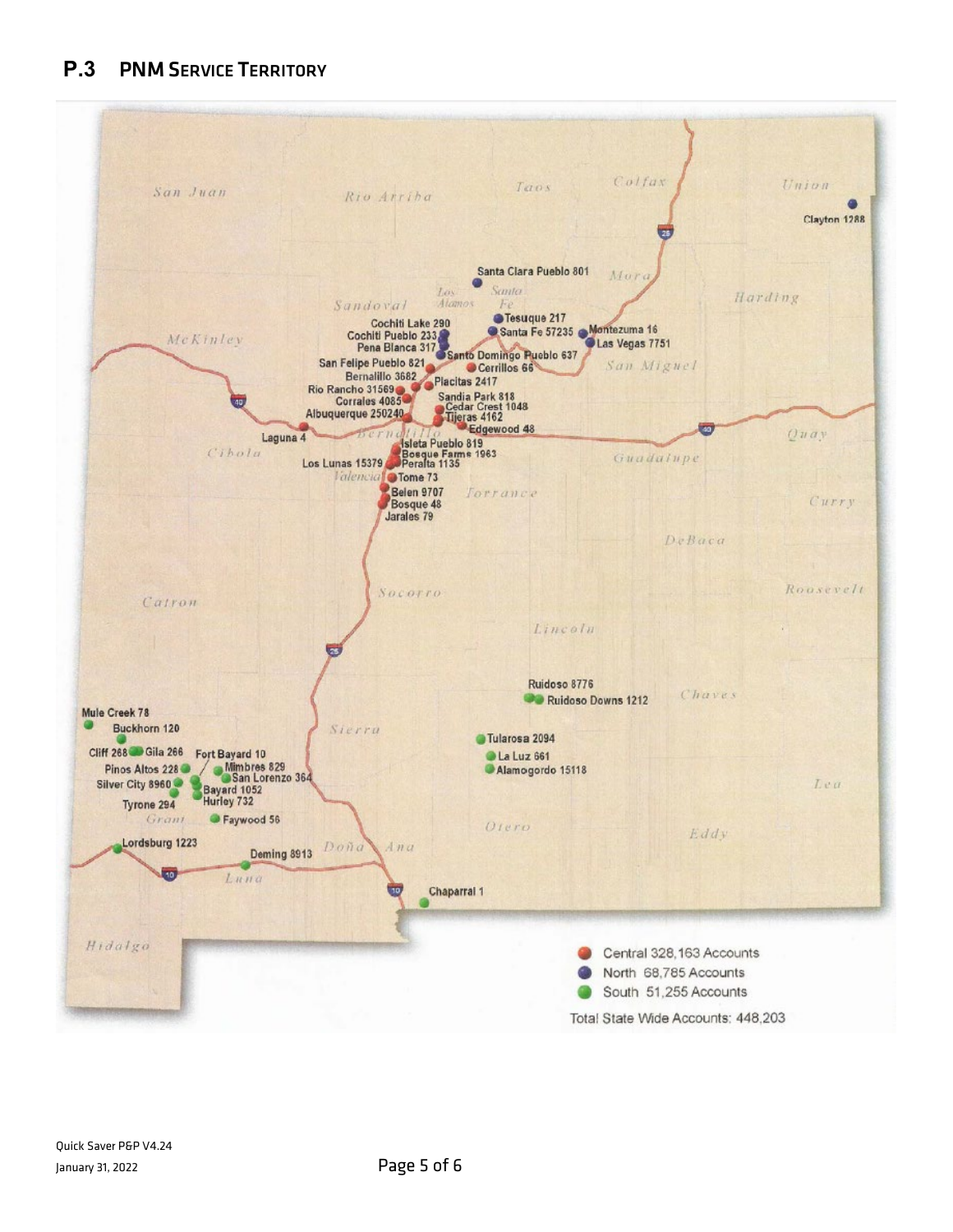## P.3 PNM Service Territory

Central 328,163 Accounts

North 68,785 Accounts

South 51,255 Accounts

Total State Wide Accounts: 448,203

Quick Saver P&P V4.24

January 31, 2022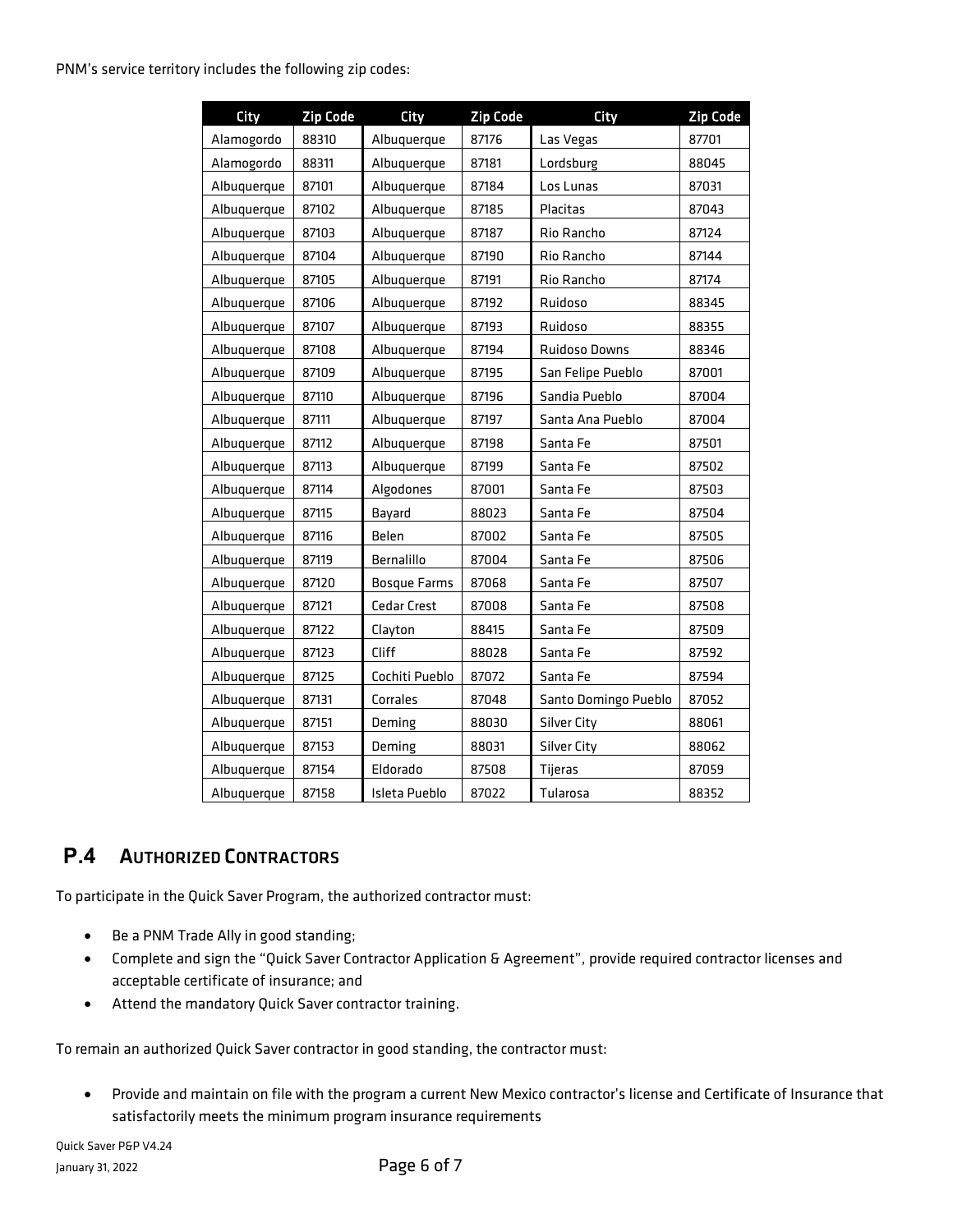PNM's service territory includes the following zip codes:

| City | Zip Code | City | Zip Code | City | Zip Code |
|---|---|---|---|---|---|
| Alamogordo | 88310 | Albuquerque | 87176 | Las Vegas | 87701 |
| Alamogordo | 88311 | Albuquerque | 87181 | Lordsburg | 88045 |
| Albuquerque | 87101 | Albuquerque | 87184 | Los Lunas | 87031 |
| Albuquerque | 87102 | Albuquerque | 87185 | Placitas | 87043 |
| Albuquerque | 87103 | Albuquerque | 87187 | Rio Rancho | 87124 |
| Albuquerque | 87104 | Albuquerque | 87190 | Rio Rancho | 87144 |
| Albuquerque | 87105 | Albuquerque | 87191 | Rio Rancho | 87174 |
| Albuquerque | 87106 | Albuquerque | 87192 | Ruidoso | 88345 |
| Albuquerque | 87107 | Albuquerque | 87193 | Ruidoso | 88355 |
| Albuquerque | 87108 | Albuquerque | 87194 | Ruidoso Downs | 88346 |
| Albuquerque | 87109 | Albuquerque | 87195 | San Felipe Pueblo | 87001 |
| Albuquerque | 87110 | Albuquerque | 87196 | Sandia Pueblo | 87004 |
| Albuquerque | 87111 | Albuquerque | 87197 | Santa Ana Pueblo | 87004 |
| Albuquerque | 87112 | Albuquerque | 87198 | Santa Fe | 87501 |
| Albuquerque | 87113 | Albuquerque | 87199 | Santa Fe | 87502 |
| Albuquerque | 87114 | Algodones | 87001 | Santa Fe | 87503 |
| Albuquerque | 87115 | Bayard | 88023 | Santa Fe | 87504 |
| Albuquerque | 87116 | Belen | 87002 | Santa Fe | 87505 |
| Albuquerque | 87119 | Bernalillo | 87004 | Santa Fe | 87506 |
| Albuquerque | 87120 | Bosque Farms | 87068 | Santa Fe | 87507 |
| Albuquerque | 87121 | Cedar Crest | 87008 | Santa Fe | 87508 |
| Albuquerque | 87122 | Clayton | 88415 | Santa Fe | 87509 |
| Albuquerque | 87123 | Cliff | 88028 | Santa Fe | 87592 |
| Albuquerque | 87125 | Cochiti Pueblo | 87072 | Santa Fe | 87594 |
| Albuquerque | 87131 | Corrales | 87048 | Santo Domingo Pueblo | 87052 |
| Albuquerque | 87151 | Deming | 88030 | Silver City | 88061 |
| Albuquerque | 87153 | Deming | 88031 | Silver City | 88062 |
| Albuquerque | 87154 | Eldorado | 87508 | Tijeras | 87059 |
| Albuquerque | 87158 | Isleta Pueblo | 87022 | Tularosa | 88352 |

## P.4 Authorized Contractors

To participate in the Quick Saver Program, the authorized contractor must:

- Be a PNM Trade Ally in good standing;
- Complete and sign the "Quick Saver Contractor Application & Agreement", provide required contractor licenses and acceptable certificate of insurance; and
- Attend the mandatory Quick Saver contractor training.

To remain an authorized Quick Saver contractor in good standing, the contractor must:

- Provide and maintain on file with the program a current New Mexico contractor's license and Certificate of Insurance that satisfactorily meets the minimum program insurance requirements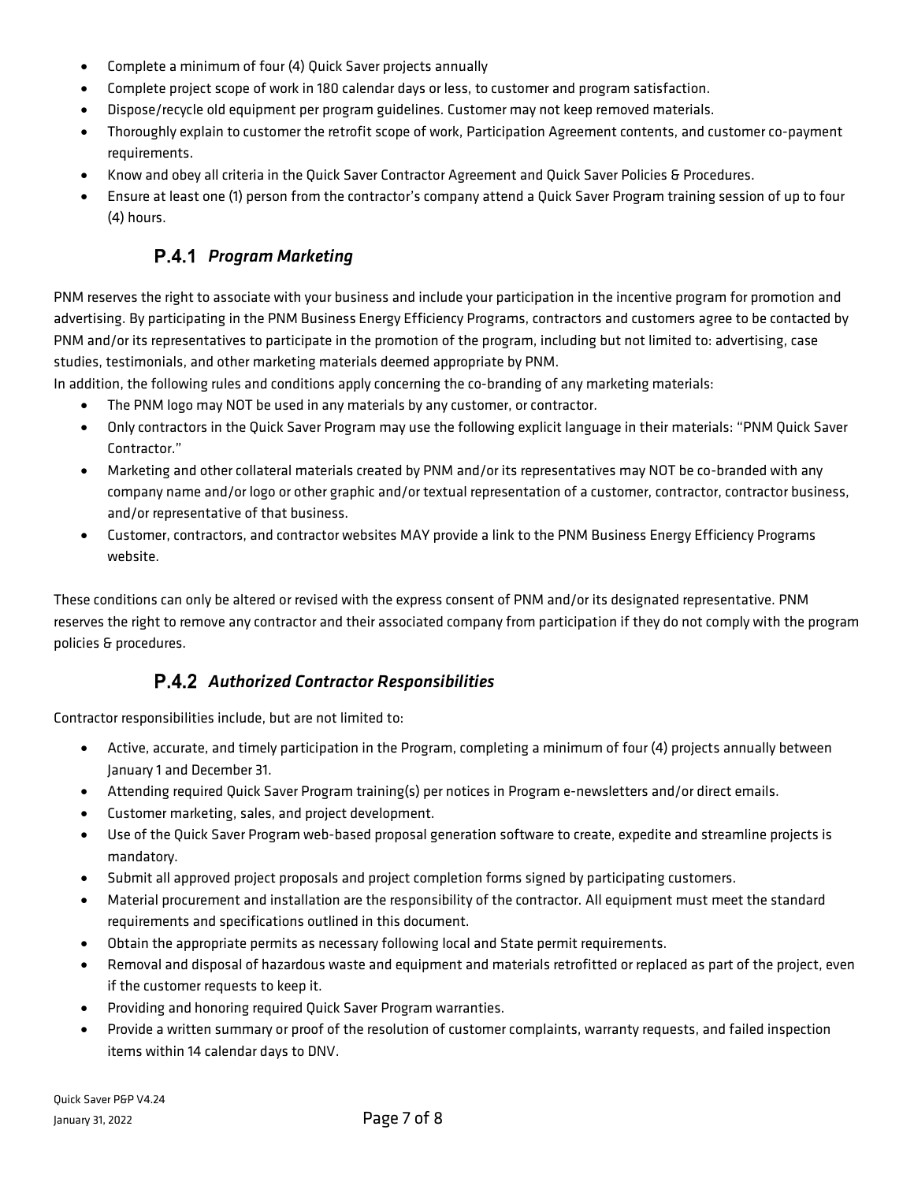- Complete a minimum of four (4) Quick Saver projects annually
- Complete project scope of work in 180 calendar days or less, to customer and program satisfaction.
- Dispose/recycle old equipment per program guidelines. Customer may not keep removed materials.
- Thoroughly explain to customer the retrofit scope of work, Participation Agreement contents, and customer co-payment requirements.
- Know and obey all criteria in the Quick Saver Contractor Agreement and Quick Saver Policies & Procedures.
- Ensure at least one (1) person from the contractor's company attend a Quick Saver Program training session of up to four (4) hours.

### P.4.1 *Program Marketing*

PNM reserves the right to associate with your business and include your participation in the incentive program for promotion and advertising. By participating in the PNM Business Energy Efficiency Programs, contractors and customers agree to be contacted by PNM and/or its representatives to participate in the promotion of the program, including but not limited to: advertising, case studies, testimonials, and other marketing materials deemed appropriate by PNM.
In addition, the following rules and conditions apply concerning the co-branding of any marketing materials:

- The PNM logo may NOT be used in any materials by any customer, or contractor.
- Only contractors in the Quick Saver Program may use the following explicit language in their materials: "PNM Quick Saver Contractor."
- Marketing and other collateral materials created by PNM and/or its representatives may NOT be co-branded with any company name and/or logo or other graphic and/or textual representation of a customer, contractor, contractor business, and/or representative of that business.
- Customer, contractors, and contractor websites MAY provide a link to the PNM Business Energy Efficiency Programs website.

These conditions can only be altered or revised with the express consent of PNM and/or its designated representative. PNM reserves the right to remove any contractor and their associated company from participation if they do not comply with the program policies & procedures.

### P.4.2 *Authorized Contractor Responsibilities*

Contractor responsibilities include, but are not limited to:

- Active, accurate, and timely participation in the Program, completing a minimum of four (4) projects annually between January 1 and December 31.
- Attending required Quick Saver Program training(s) per notices in Program e-newsletters and/or direct emails.
- Customer marketing, sales, and project development.
- Use of the Quick Saver Program web-based proposal generation software to create, expedite and streamline projects is mandatory.
- Submit all approved project proposals and project completion forms signed by participating customers.
- Material procurement and installation are the responsibility of the contractor. All equipment must meet the standard requirements and specifications outlined in this document.
- Obtain the appropriate permits as necessary following local and State permit requirements.
- Removal and disposal of hazardous waste and equipment and materials retrofitted or replaced as part of the project, even if the customer requests to keep it.
- Providing and honoring required Quick Saver Program warranties.
- Provide a written summary or proof of the resolution of customer complaints, warranty requests, and failed inspection items within 14 calendar days to DNV.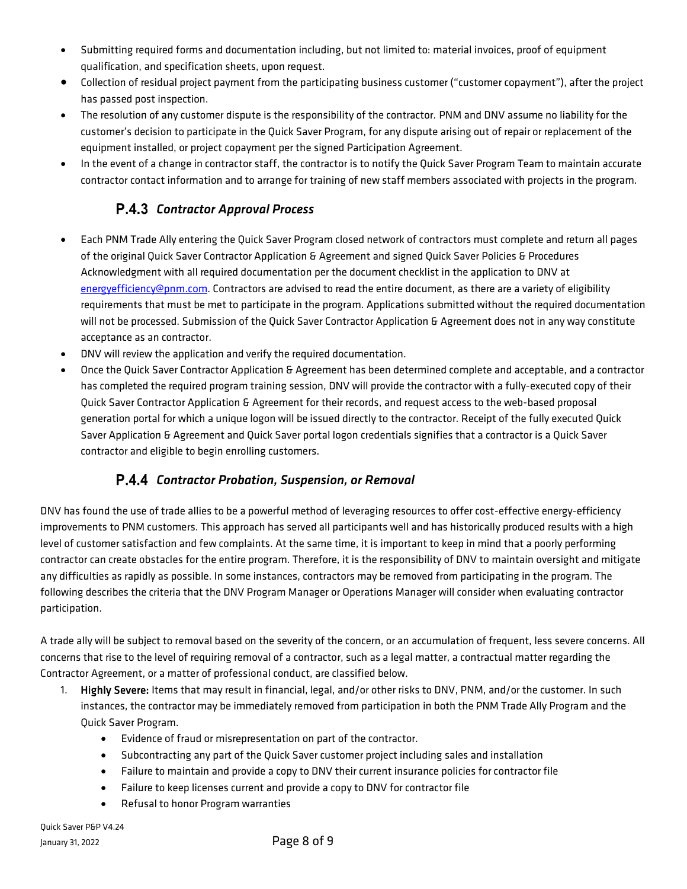- Submitting required forms and documentation including, but not limited to: material invoices, proof of equipment qualification, and specification sheets, upon request.
- Collection of residual project payment from the participating business customer ("customer copayment"), after the project has passed post inspection.
- The resolution of any customer dispute is the responsibility of the contractor. PNM and DNV assume no liability for the customer's decision to participate in the Quick Saver Program, for any dispute arising out of repair or replacement of the equipment installed, or project copayment per the signed Participation Agreement.
- In the event of a change in contractor staff, the contractor is to notify the Quick Saver Program Team to maintain accurate contractor contact information and to arrange for training of new staff members associated with projects in the program.

### P.4.3 *Contractor Approval Process*

- Each PNM Trade Ally entering the Quick Saver Program closed network of contractors must complete and return all pages of the original Quick Saver Contractor Application & Agreement and signed Quick Saver Policies & Procedures Acknowledgment with all required documentation per the document checklist in the application to DNV at energyefficiency@pnm.com. Contractors are advised to read the entire document, as there are a variety of eligibility requirements that must be met to participate in the program. Applications submitted without the required documentation will not be processed. Submission of the Quick Saver Contractor Application & Agreement does not in any way constitute acceptance as an contractor.
- DNV will review the application and verify the required documentation.
- Once the Quick Saver Contractor Application & Agreement has been determined complete and acceptable, and a contractor has completed the required program training session, DNV will provide the contractor with a fully-executed copy of their Quick Saver Contractor Application & Agreement for their records, and request access to the web-based proposal generation portal for which a unique logon will be issued directly to the contractor. Receipt of the fully executed Quick Saver Application & Agreement and Quick Saver portal logon credentials signifies that a contractor is a Quick Saver contractor and eligible to begin enrolling customers.

### P.4.4 *Contractor Probation, Suspension, or Removal*

DNV has found the use of trade allies to be a powerful method of leveraging resources to offer cost-effective energy-efficiency improvements to PNM customers. This approach has served all participants well and has historically produced results with a high level of customer satisfaction and few complaints. At the same time, it is important to keep in mind that a poorly performing contractor can create obstacles for the entire program. Therefore, it is the responsibility of DNV to maintain oversight and mitigate any difficulties as rapidly as possible. In some instances, contractors may be removed from participating in the program. The following describes the criteria that the DNV Program Manager or Operations Manager will consider when evaluating contractor participation.

A trade ally will be subject to removal based on the severity of the concern, or an accumulation of frequent, less severe concerns. All concerns that rise to the level of requiring removal of a contractor, such as a legal matter, a contractual matter regarding the Contractor Agreement, or a matter of professional conduct, are classified below.

1. **Highly Severe:** Items that may result in financial, legal, and/or other risks to DNV, PNM, and/or the customer. In such instances, the contractor may be immediately removed from participation in both the PNM Trade Ally Program and the Quick Saver Program.
    - Evidence of fraud or misrepresentation on part of the contractor.
    - Subcontracting any part of the Quick Saver customer project including sales and installation
    - Failure to maintain and provide a copy to DNV their current insurance policies for contractor file
    - Failure to keep licenses current and provide a copy to DNV for contractor file
    - Refusal to honor Program warranties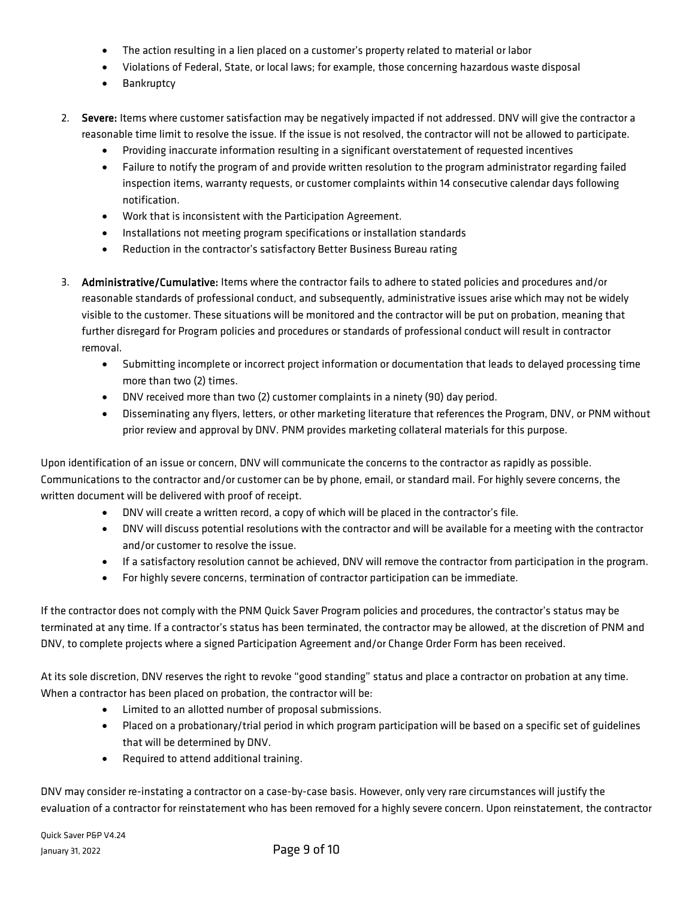- The action resulting in a lien placed on a customer's property related to material or labor
- Violations of Federal, State, or local laws; for example, those concerning hazardous waste disposal
- Bankruptcy

2. **Severe:** Items where customer satisfaction may be negatively impacted if not addressed. DNV will give the contractor a reasonable time limit to resolve the issue. If the issue is not resolved, the contractor will not be allowed to participate.
   - Providing inaccurate information resulting in a significant overstatement of requested incentives
   - Failure to notify the program of and provide written resolution to the program administrator regarding failed inspection items, warranty requests, or customer complaints within 14 consecutive calendar days following notification.
   - Work that is inconsistent with the Participation Agreement.
   - Installations not meeting program specifications or installation standards
   - Reduction in the contractor's satisfactory Better Business Bureau rating

3. **Administrative/Cumulative:** Items where the contractor fails to adhere to stated policies and procedures and/or reasonable standards of professional conduct, and subsequently, administrative issues arise which may not be widely visible to the customer. These situations will be monitored and the contractor will be put on probation, meaning that further disregard for Program policies and procedures or standards of professional conduct will result in contractor removal.
   - Submitting incomplete or incorrect project information or documentation that leads to delayed processing time more than two (2) times.
   - DNV received more than two (2) customer complaints in a ninety (90) day period.
   - Disseminating any flyers, letters, or other marketing literature that references the Program, DNV, or PNM without prior review and approval by DNV. PNM provides marketing collateral materials for this purpose.

Upon identification of an issue or concern, DNV will communicate the concerns to the contractor as rapidly as possible. Communications to the contractor and/or customer can be by phone, email, or standard mail. For highly severe concerns, the written document will be delivered with proof of receipt.

- DNV will create a written record, a copy of which will be placed in the contractor's file.
- DNV will discuss potential resolutions with the contractor and will be available for a meeting with the contractor and/or customer to resolve the issue.
- If a satisfactory resolution cannot be achieved, DNV will remove the contractor from participation in the program.
- For highly severe concerns, termination of contractor participation can be immediate.

If the contractor does not comply with the PNM Quick Saver Program policies and procedures, the contractor's status may be terminated at any time. If a contractor's status has been terminated, the contractor may be allowed, at the discretion of PNM and DNV, to complete projects where a signed Participation Agreement and/or Change Order Form has been received.

At its sole discretion, DNV reserves the right to revoke "good standing" status and place a contractor on probation at any time. When a contractor has been placed on probation, the contractor will be:

- Limited to an allotted number of proposal submissions.
- Placed on a probationary/trial period in which program participation will be based on a specific set of guidelines that will be determined by DNV.
- Required to attend additional training.

DNV may consider re-instating a contractor on a case-by-case basis. However, only very rare circumstances will justify the evaluation of a contractor for reinstatement who has been removed for a highly severe concern. Upon reinstatement, the contractor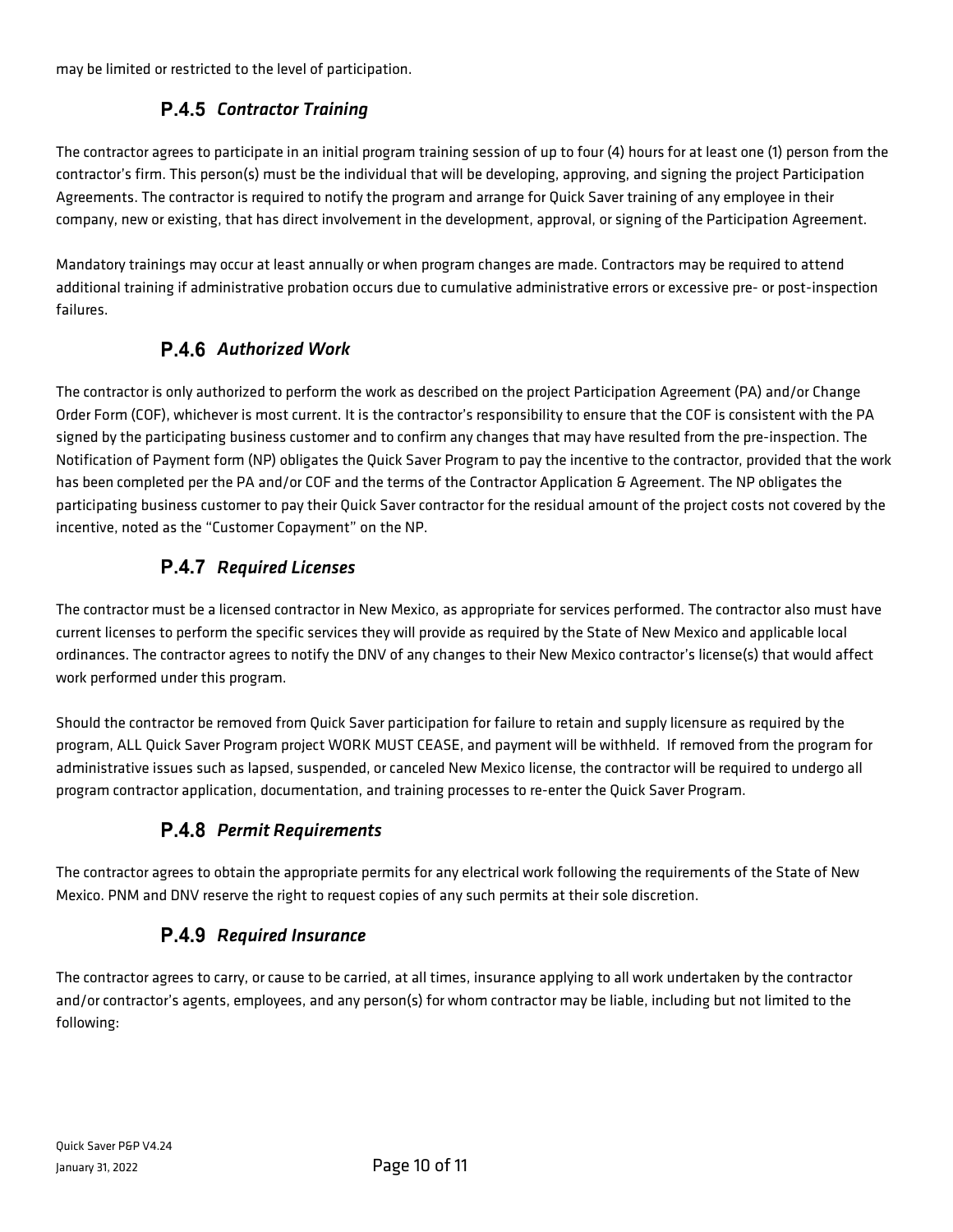may be limited or restricted to the level of participation.

### P.4.5 *Contractor Training*

The contractor agrees to participate in an initial program training session of up to four (4) hours for at least one (1) person from the contractor's firm. This person(s) must be the individual that will be developing, approving, and signing the project Participation Agreements. The contractor is required to notify the program and arrange for Quick Saver training of any employee in their company, new or existing, that has direct involvement in the development, approval, or signing of the Participation Agreement.

Mandatory trainings may occur at least annually or when program changes are made. Contractors may be required to attend additional training if administrative probation occurs due to cumulative administrative errors or excessive pre- or post-inspection failures.

### P.4.6 *Authorized Work*

The contractor is only authorized to perform the work as described on the project Participation Agreement (PA) and/or Change Order Form (COF), whichever is most current. It is the contractor's responsibility to ensure that the COF is consistent with the PA signed by the participating business customer and to confirm any changes that may have resulted from the pre-inspection. The Notification of Payment form (NP) obligates the Quick Saver Program to pay the incentive to the contractor, provided that the work has been completed per the PA and/or COF and the terms of the Contractor Application & Agreement. The NP obligates the participating business customer to pay their Quick Saver contractor for the residual amount of the project costs not covered by the incentive, noted as the "Customer Copayment" on the NP.

### P.4.7 *Required Licenses*

The contractor must be a licensed contractor in New Mexico, as appropriate for services performed. The contractor also must have current licenses to perform the specific services they will provide as required by the State of New Mexico and applicable local ordinances. The contractor agrees to notify the DNV of any changes to their New Mexico contractor's license(s) that would affect work performed under this program.

Should the contractor be removed from Quick Saver participation for failure to retain and supply licensure as required by the program, ALL Quick Saver Program project WORK MUST CEASE, and payment will be withheld. If removed from the program for administrative issues such as lapsed, suspended, or canceled New Mexico license, the contractor will be required to undergo all program contractor application, documentation, and training processes to re-enter the Quick Saver Program.

### P.4.8 *Permit Requirements*

The contractor agrees to obtain the appropriate permits for any electrical work following the requirements of the State of New Mexico. PNM and DNV reserve the right to request copies of any such permits at their sole discretion.

### P.4.9 *Required Insurance*

The contractor agrees to carry, or cause to be carried, at all times, insurance applying to all work undertaken by the contractor and/or contractor's agents, employees, and any person(s) for whom contractor may be liable, including but not limited to the following: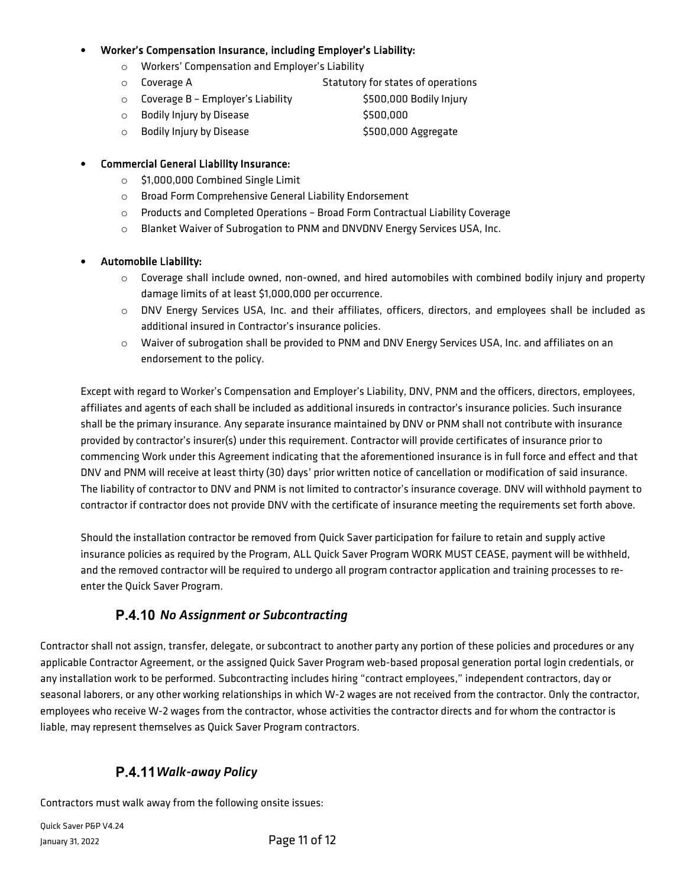- **Worker's Compensation Insurance, including Employer's Liability:**
  - Workers' Compensation and Employer's Liability
  - Coverage A — Statutory for states of operations
  - Coverage B – Employer's Liability — $500,000 Bodily Injury
  - Bodily Injury by Disease — $500,000
  - Bodily Injury by Disease — $500,000 Aggregate

- **Commercial General Liability Insurance:**
  - $1,000,000 Combined Single Limit
  - Broad Form Comprehensive General Liability Endorsement
  - Products and Completed Operations – Broad Form Contractual Liability Coverage
  - Blanket Waiver of Subrogation to PNM and DNVDNV Energy Services USA, Inc.

- **Automobile Liability:**
  - Coverage shall include owned, non-owned, and hired automobiles with combined bodily injury and property damage limits of at least $1,000,000 per occurrence.
  - DNV Energy Services USA, Inc. and their affiliates, officers, directors, and employees shall be included as additional insured in Contractor's insurance policies.
  - Waiver of subrogation shall be provided to PNM and DNV Energy Services USA, Inc. and affiliates on an endorsement to the policy.

Except with regard to Worker's Compensation and Employer's Liability, DNV, PNM and the officers, directors, employees, affiliates and agents of each shall be included as additional insureds in contractor's insurance policies. Such insurance shall be the primary insurance. Any separate insurance maintained by DNV or PNM shall not contribute with insurance provided by contractor's insurer(s) under this requirement. Contractor will provide certificates of insurance prior to commencing Work under this Agreement indicating that the aforementioned insurance is in full force and effect and that DNV and PNM will receive at least thirty (30) days' prior written notice of cancellation or modification of said insurance. The liability of contractor to DNV and PNM is not limited to contractor's insurance coverage. DNV will withhold payment to contractor if contractor does not provide DNV with the certificate of insurance meeting the requirements set forth above.

Should the installation contractor be removed from Quick Saver participation for failure to retain and supply active insurance policies as required by the Program, ALL Quick Saver Program WORK MUST CEASE, payment will be withheld, and the removed contractor will be required to undergo all program contractor application and training processes to re-enter the Quick Saver Program.

### P.4.10 *No Assignment or Subcontracting*

Contractor shall not assign, transfer, delegate, or subcontract to another party any portion of these policies and procedures or any applicable Contractor Agreement, or the assigned Quick Saver Program web-based proposal generation portal login credentials, or any installation work to be performed. Subcontracting includes hiring "contract employees," independent contractors, day or seasonal laborers, or any other working relationships in which W-2 wages are not received from the contractor. Only the contractor, employees who receive W-2 wages from the contractor, whose activities the contractor directs and for whom the contractor is liable, may represent themselves as Quick Saver Program contractors.

### P.4.11 *Walk-away Policy*

Contractors must walk away from the following onsite issues: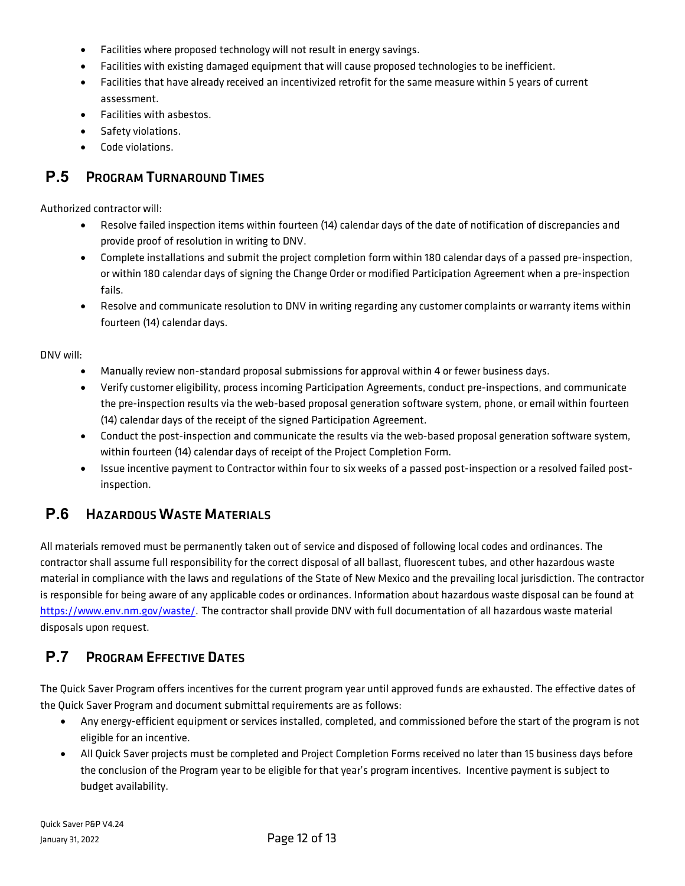- Facilities where proposed technology will not result in energy savings.
- Facilities with existing damaged equipment that will cause proposed technologies to be inefficient.
- Facilities that have already received an incentivized retrofit for the same measure within 5 years of current assessment.
- Facilities with asbestos.
- Safety violations.
- Code violations.

## P.5 Program Turnaround Times

Authorized contractor will:

- Resolve failed inspection items within fourteen (14) calendar days of the date of notification of discrepancies and provide proof of resolution in writing to DNV.
- Complete installations and submit the project completion form within 180 calendar days of a passed pre-inspection, or within 180 calendar days of signing the Change Order or modified Participation Agreement when a pre-inspection fails.
- Resolve and communicate resolution to DNV in writing regarding any customer complaints or warranty items within fourteen (14) calendar days.

DNV will:

- Manually review non-standard proposal submissions for approval within 4 or fewer business days.
- Verify customer eligibility, process incoming Participation Agreements, conduct pre-inspections, and communicate the pre-inspection results via the web-based proposal generation software system, phone, or email within fourteen (14) calendar days of the receipt of the signed Participation Agreement.
- Conduct the post-inspection and communicate the results via the web-based proposal generation software system, within fourteen (14) calendar days of receipt of the Project Completion Form.
- Issue incentive payment to Contractor within four to six weeks of a passed post-inspection or a resolved failed post-inspection.

## P.6 Hazardous Waste Materials

All materials removed must be permanently taken out of service and disposed of following local codes and ordinances. The contractor shall assume full responsibility for the correct disposal of all ballast, fluorescent tubes, and other hazardous waste material in compliance with the laws and regulations of the State of New Mexico and the prevailing local jurisdiction. The contractor is responsible for being aware of any applicable codes or ordinances. Information about hazardous waste disposal can be found at https://www.env.nm.gov/waste/. The contractor shall provide DNV with full documentation of all hazardous waste material disposals upon request.

## P.7 Program Effective Dates

The Quick Saver Program offers incentives for the current program year until approved funds are exhausted. The effective dates of the Quick Saver Program and document submittal requirements are as follows:

- Any energy-efficient equipment or services installed, completed, and commissioned before the start of the program is not eligible for an incentive.
- All Quick Saver projects must be completed and Project Completion Forms received no later than 15 business days before the conclusion of the Program year to be eligible for that year's program incentives. Incentive payment is subject to budget availability.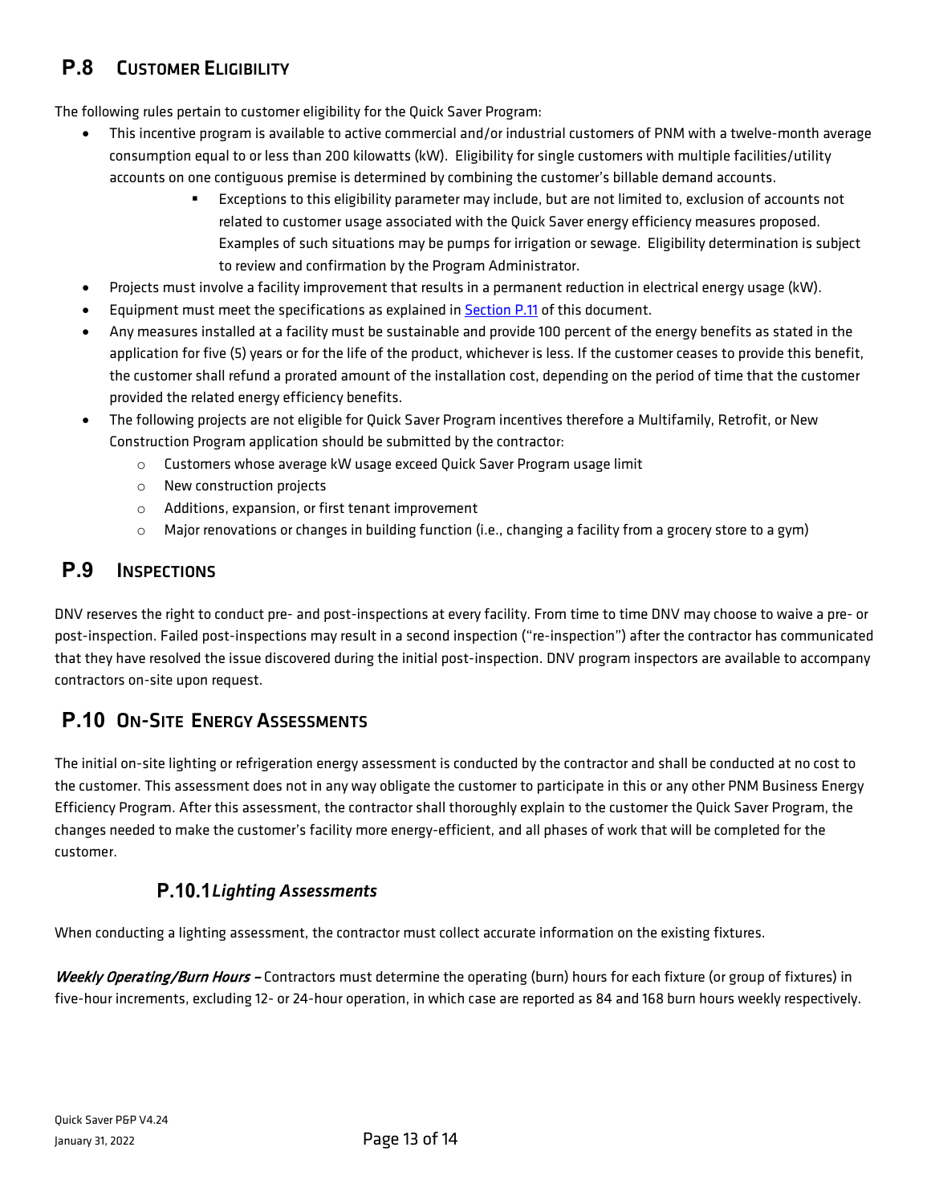## P.8 Customer Eligibility

The following rules pertain to customer eligibility for the Quick Saver Program:

- This incentive program is available to active commercial and/or industrial customers of PNM with a twelve-month average consumption equal to or less than 200 kilowatts (kW). Eligibility for single customers with multiple facilities/utility accounts on one contiguous premise is determined by combining the customer's billable demand accounts.
    - Exceptions to this eligibility parameter may include, but are not limited to, exclusion of accounts not related to customer usage associated with the Quick Saver energy efficiency measures proposed. Examples of such situations may be pumps for irrigation or sewage. Eligibility determination is subject to review and confirmation by the Program Administrator.
- Projects must involve a facility improvement that results in a permanent reduction in electrical energy usage (kW).
- Equipment must meet the specifications as explained in [Section P.11](#) of this document.
- Any measures installed at a facility must be sustainable and provide 100 percent of the energy benefits as stated in the application for five (5) years or for the life of the product, whichever is less. If the customer ceases to provide this benefit, the customer shall refund a prorated amount of the installation cost, depending on the period of time that the customer provided the related energy efficiency benefits.
- The following projects are not eligible for Quick Saver Program incentives therefore a Multifamily, Retrofit, or New Construction Program application should be submitted by the contractor:
    - Customers whose average kW usage exceed Quick Saver Program usage limit
    - New construction projects
    - Additions, expansion, or first tenant improvement
    - Major renovations or changes in building function (i.e., changing a facility from a grocery store to a gym)

## P.9 Inspections

DNV reserves the right to conduct pre- and post-inspections at every facility. From time to time DNV may choose to waive a pre- or post-inspection. Failed post-inspections may result in a second inspection ("re-inspection") after the contractor has communicated that they have resolved the issue discovered during the initial post-inspection. DNV program inspectors are available to accompany contractors on-site upon request.

## P.10 On-Site Energy Assessments

The initial on-site lighting or refrigeration energy assessment is conducted by the contractor and shall be conducted at no cost to the customer. This assessment does not in any way obligate the customer to participate in this or any other PNM Business Energy Efficiency Program. After this assessment, the contractor shall thoroughly explain to the customer the Quick Saver Program, the changes needed to make the customer's facility more energy-efficient, and all phases of work that will be completed for the customer.

### P.10.1 *Lighting Assessments*

When conducting a lighting assessment, the contractor must collect accurate information on the existing fixtures.

***Weekly Operating/Burn Hours –*** Contractors must determine the operating (burn) hours for each fixture (or group of fixtures) in five-hour increments, excluding 12- or 24-hour operation, in which case are reported as 84 and 168 burn hours weekly respectively.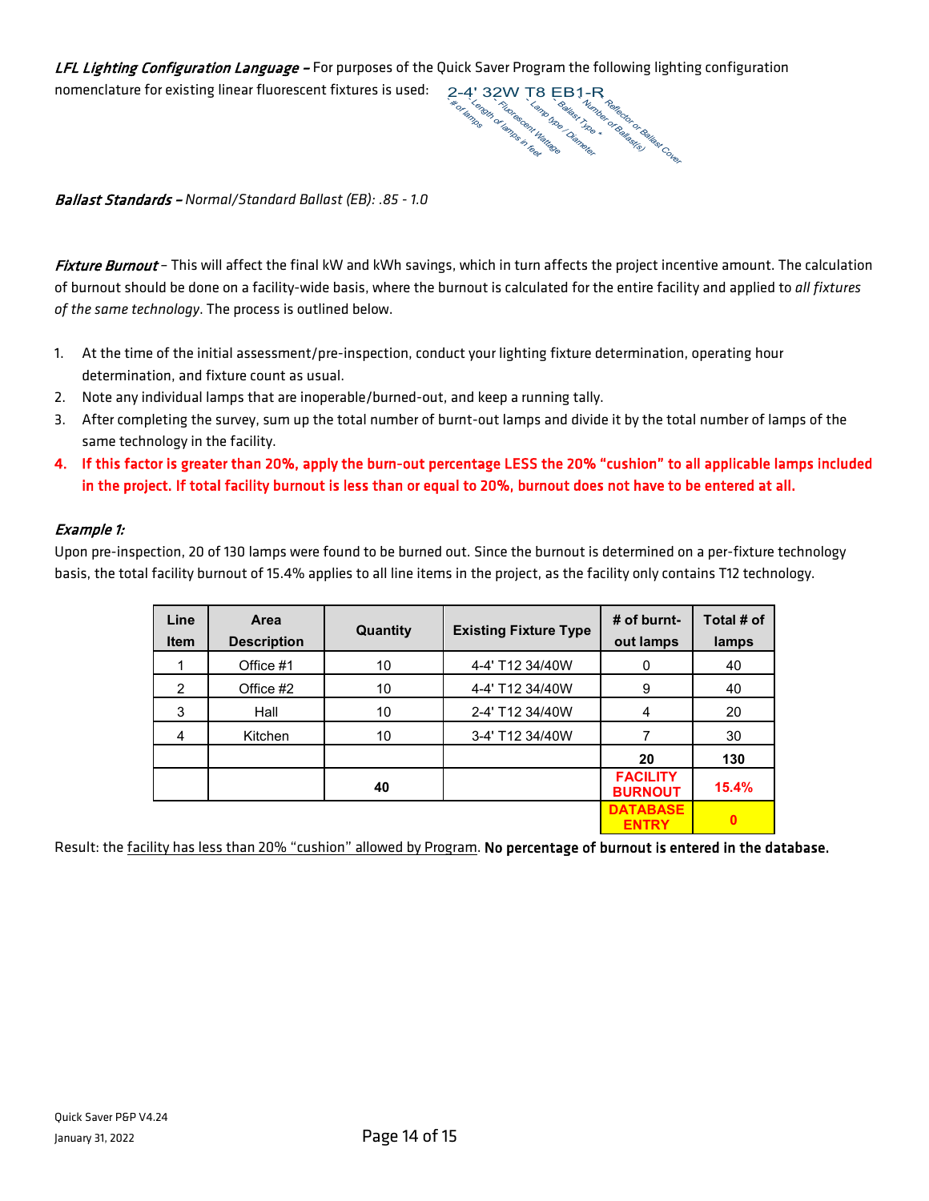*LFL Lighting Configuration Language* – For purposes of the Quick Saver Program the following lighting configuration nomenclature for existing linear fluorescent fixtures is used: 2-4' 32W T8 EB1-R (# of lamps, Length of lamps in feet, Fluorescent Wattage, Lamp type / Diameter, Ballast Type *, Number of Ballast(s), Reflector or Ballast Cover)

*Ballast Standards* – *Normal/Standard Ballast (EB): .85 - 1.0*

*Fixture Burnout* – This will affect the final kW and kWh savings, which in turn affects the project incentive amount. The calculation of burnout should be done on a facility-wide basis, where the burnout is calculated for the entire facility and applied to *all fixtures of the same technology*. The process is outlined below.

1. At the time of the initial assessment/pre-inspection, conduct your lighting fixture determination, operating hour determination, and fixture count as usual.
2. Note any individual lamps that are inoperable/burned-out, and keep a running tally.
3. After completing the survey, sum up the total number of burnt-out lamps and divide it by the total number of lamps of the same technology in the facility.
4. **If this factor is greater than 20%, apply the burn-out percentage LESS the 20% "cushion" to all applicable lamps included in the project. If total facility burnout is less than or equal to 20%, burnout does not have to be entered at all.**

*Example 1:*

Upon pre-inspection, 20 of 130 lamps were found to be burned out. Since the burnout is determined on a per-fixture technology basis, the total facility burnout of 15.4% applies to all line items in the project, as the facility only contains T12 technology.

| Line Item | Area Description | Quantity | Existing Fixture Type | # of burnt-out lamps | Total # of lamps |
|---|---|---|---|---|---|
| 1 | Office #1 | 10 | 4-4' T12 34/40W | 0 | 40 |
| 2 | Office #2 | 10 | 4-4' T12 34/40W | 9 | 40 |
| 3 | Hall | 10 | 2-4' T12 34/40W | 4 | 20 |
| 4 | Kitchen | 10 | 3-4' T12 34/40W | 7 | 30 |
| | | | | **20** | **130** |
| | | **40** | | **FACILITY BURNOUT** | **15.4%** |
| | | | | **DATABASE ENTRY** | **0** |

Result: the facility has less than 20% "cushion" allowed by Program. **No percentage of burnout is entered in the database.**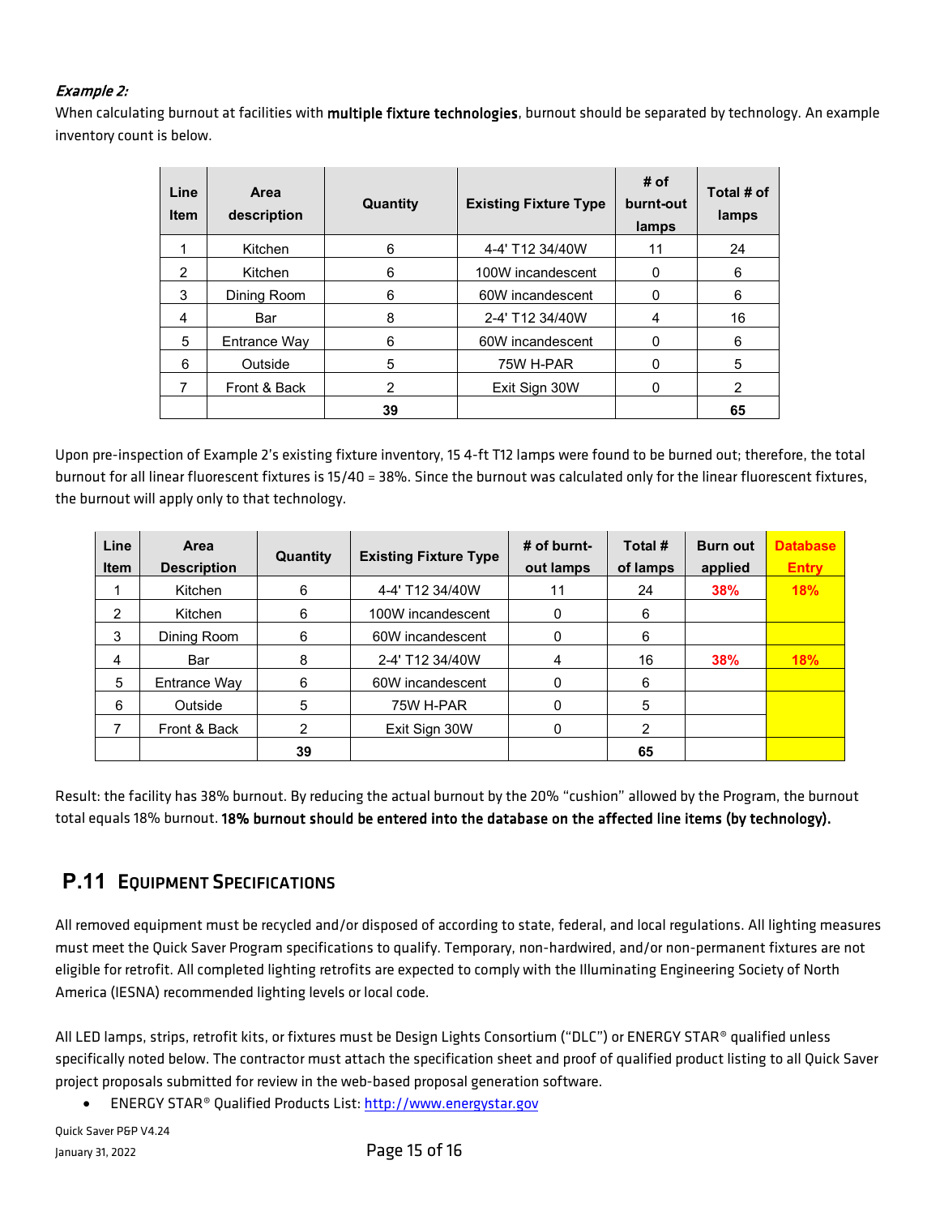*Example 2:*

When calculating burnout at facilities with **multiple fixture technologies**, burnout should be separated by technology. An example inventory count is below.

| Line Item | Area description | Quantity | Existing Fixture Type | # of burnt-out lamps | Total # of lamps |
|---|---|---|---|---|---|
| 1 | Kitchen | 6 | 4-4' T12 34/40W | 11 | 24 |
| 2 | Kitchen | 6 | 100W incandescent | 0 | 6 |
| 3 | Dining Room | 6 | 60W incandescent | 0 | 6 |
| 4 | Bar | 8 | 2-4' T12 34/40W | 4 | 16 |
| 5 | Entrance Way | 6 | 60W incandescent | 0 | 6 |
| 6 | Outside | 5 | 75W H-PAR | 0 | 5 |
| 7 | Front & Back | 2 | Exit Sign 30W | 0 | 2 |
| | | **39** | | | **65** |

Upon pre-inspection of Example 2's existing fixture inventory, 15 4-ft T12 lamps were found to be burned out; therefore, the total burnout for all linear fluorescent fixtures is 15/40 = 38%. Since the burnout was calculated only for the linear fluorescent fixtures, the burnout will apply only to that technology.

| Line Item | Area Description | Quantity | Existing Fixture Type | # of burnt-out lamps | Total # of lamps | Burn out applied | Database Entry |
|---|---|---|---|---|---|---|---|
| 1 | Kitchen | 6 | 4-4' T12 34/40W | 11 | 24 | **38%** | **18%** |
| 2 | Kitchen | 6 | 100W incandescent | 0 | 6 | | |
| 3 | Dining Room | 6 | 60W incandescent | 0 | 6 | | |
| 4 | Bar | 8 | 2-4' T12 34/40W | 4 | 16 | **38%** | **18%** |
| 5 | Entrance Way | 6 | 60W incandescent | 0 | 6 | | |
| 6 | Outside | 5 | 75W H-PAR | 0 | 5 | | |
| 7 | Front & Back | 2 | Exit Sign 30W | 0 | 2 | | |
| | | **39** | | | **65** | | |

Result: the facility has 38% burnout. By reducing the actual burnout by the 20% "cushion" allowed by the Program, the burnout total equals 18% burnout. **18% burnout should be entered into the database on the affected line items (by technology).**

## P.11 EQUIPMENT SPECIFICATIONS

All removed equipment must be recycled and/or disposed of according to state, federal, and local regulations. All lighting measures must meet the Quick Saver Program specifications to qualify. Temporary, non-hardwired, and/or non-permanent fixtures are not eligible for retrofit. All completed lighting retrofits are expected to comply with the Illuminating Engineering Society of North America (IESNA) recommended lighting levels or local code.

All LED lamps, strips, retrofit kits, or fixtures must be Design Lights Consortium ("DLC") or ENERGY STAR® qualified unless specifically noted below. The contractor must attach the specification sheet and proof of qualified product listing to all Quick Saver project proposals submitted for review in the web-based proposal generation software.

- ENERGY STAR® Qualified Products List: http://www.energystar.gov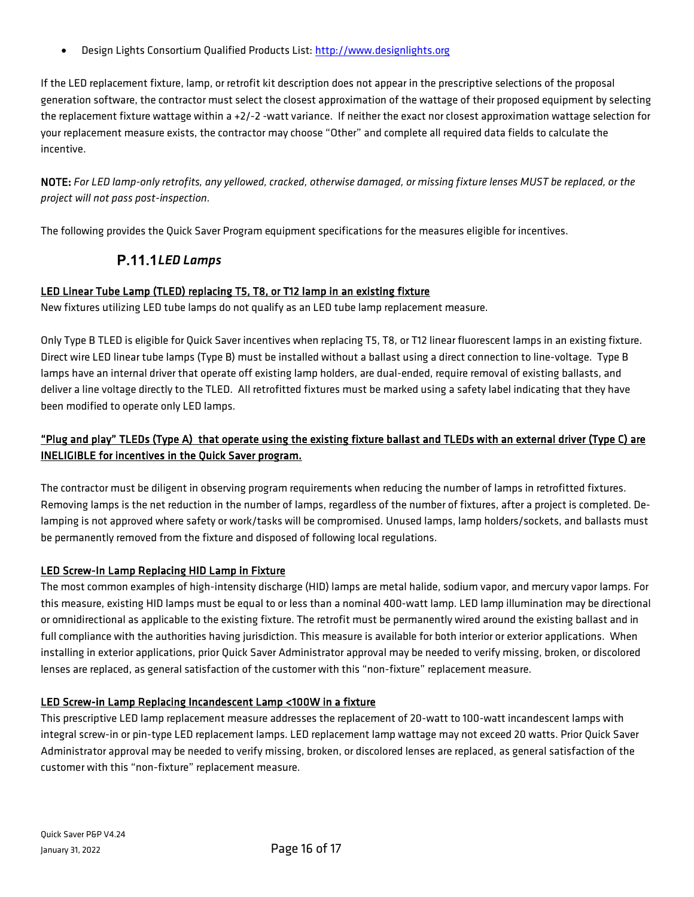- Design Lights Consortium Qualified Products List: [http://www.designlights.org](http://www.designlights.org)

If the LED replacement fixture, lamp, or retrofit kit description does not appear in the prescriptive selections of the proposal generation software, the contractor must select the closest approximation of the wattage of their proposed equipment by selecting the replacement fixture wattage within a +2/-2 -watt variance. If neither the exact nor closest approximation wattage selection for your replacement measure exists, the contractor may choose "Other" and complete all required data fields to calculate the incentive.

**NOTE:** *For LED lamp-only retrofits, any yellowed, cracked, otherwise damaged, or missing fixture lenses MUST be replaced, or the project will not pass post-inspection.*

The following provides the Quick Saver Program equipment specifications for the measures eligible for incentives.

### P.11.1 *LED Lamps*

<u>LED Linear Tube Lamp (TLED) replacing T5, T8, or T12 lamp in an existing fixture</u>

New fixtures utilizing LED tube lamps do not qualify as an LED tube lamp replacement measure.

Only Type B TLED is eligible for Quick Saver incentives when replacing T5, T8, or T12 linear fluorescent lamps in an existing fixture. Direct wire LED linear tube lamps (Type B) must be installed without a ballast using a direct connection to line-voltage. Type B lamps have an internal driver that operate off existing lamp holders, are dual-ended, require removal of existing ballasts, and deliver a line voltage directly to the TLED. All retrofitted fixtures must be marked using a safety label indicating that they have been modified to operate only LED lamps.

<u>"Plug and play" TLEDs (Type A) that operate using the existing fixture ballast and TLEDs with an external driver (Type C) are INELIGIBLE for incentives in the Quick Saver program.</u>

The contractor must be diligent in observing program requirements when reducing the number of lamps in retrofitted fixtures. Removing lamps is the net reduction in the number of lamps, regardless of the number of fixtures, after a project is completed. De-lamping is not approved where safety or work/tasks will be compromised. Unused lamps, lamp holders/sockets, and ballasts must be permanently removed from the fixture and disposed of following local regulations.

<u>LED Screw-In Lamp Replacing HID Lamp in Fixture</u>

The most common examples of high-intensity discharge (HID) lamps are metal halide, sodium vapor, and mercury vapor lamps. For this measure, existing HID lamps must be equal to or less than a nominal 400-watt lamp. LED lamp illumination may be directional or omnidirectional as applicable to the existing fixture. The retrofit must be permanently wired around the existing ballast and in full compliance with the authorities having jurisdiction. This measure is available for both interior or exterior applications. When installing in exterior applications, prior Quick Saver Administrator approval may be needed to verify missing, broken, or discolored lenses are replaced, as general satisfaction of the customer with this "non-fixture" replacement measure.

<u>LED Screw-in Lamp Replacing Incandescent Lamp <100W in a fixture</u>

This prescriptive LED lamp replacement measure addresses the replacement of 20-watt to 100-watt incandescent lamps with integral screw-in or pin-type LED replacement lamps. LED replacement lamp wattage may not exceed 20 watts. Prior Quick Saver Administrator approval may be needed to verify missing, broken, or discolored lenses are replaced, as general satisfaction of the customer with this "non-fixture" replacement measure.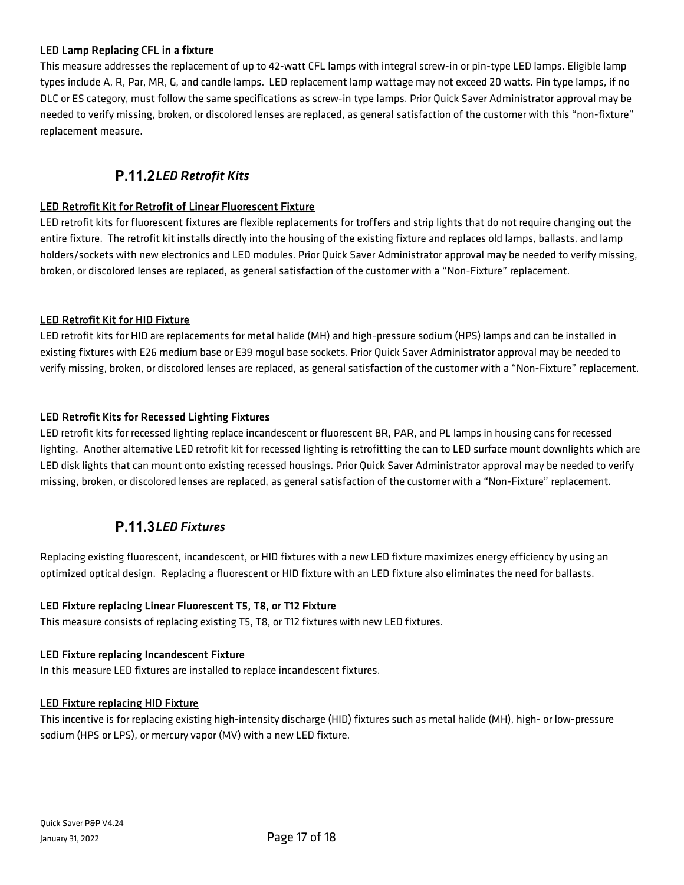<u>LED Lamp Replacing CFL in a fixture</u>

This measure addresses the replacement of up to 42-watt CFL lamps with integral screw-in or pin-type LED lamps. Eligible lamp types include A, R, Par, MR, G, and candle lamps. LED replacement lamp wattage may not exceed 20 watts. Pin type lamps, if no DLC or ES category, must follow the same specifications as screw-in type lamps. Prior Quick Saver Administrator approval may be needed to verify missing, broken, or discolored lenses are replaced, as general satisfaction of the customer with this "non-fixture" replacement measure.

### P.11.2 *LED Retrofit Kits*

<u>LED Retrofit Kit for Retrofit of Linear Fluorescent Fixture</u>

LED retrofit kits for fluorescent fixtures are flexible replacements for troffers and strip lights that do not require changing out the entire fixture. The retrofit kit installs directly into the housing of the existing fixture and replaces old lamps, ballasts, and lamp holders/sockets with new electronics and LED modules. Prior Quick Saver Administrator approval may be needed to verify missing, broken, or discolored lenses are replaced, as general satisfaction of the customer with a "Non-Fixture" replacement.

<u>LED Retrofit Kit for HID Fixture</u>

LED retrofit kits for HID are replacements for metal halide (MH) and high-pressure sodium (HPS) lamps and can be installed in existing fixtures with E26 medium base or E39 mogul base sockets. Prior Quick Saver Administrator approval may be needed to verify missing, broken, or discolored lenses are replaced, as general satisfaction of the customer with a "Non-Fixture" replacement.

<u>LED Retrofit Kits for Recessed Lighting Fixtures</u>

LED retrofit kits for recessed lighting replace incandescent or fluorescent BR, PAR, and PL lamps in housing cans for recessed lighting. Another alternative LED retrofit kit for recessed lighting is retrofitting the can to LED surface mount downlights which are LED disk lights that can mount onto existing recessed housings. Prior Quick Saver Administrator approval may be needed to verify missing, broken, or discolored lenses are replaced, as general satisfaction of the customer with a "Non-Fixture" replacement.

### P.11.3 *LED Fixtures*

Replacing existing fluorescent, incandescent, or HID fixtures with a new LED fixture maximizes energy efficiency by using an optimized optical design. Replacing a fluorescent or HID fixture with an LED fixture also eliminates the need for ballasts.

<u>LED Fixture replacing Linear Fluorescent T5, T8, or T12 Fixture</u>

This measure consists of replacing existing T5, T8, or T12 fixtures with new LED fixtures.

<u>LED Fixture replacing Incandescent Fixture</u>

In this measure LED fixtures are installed to replace incandescent fixtures.

<u>LED Fixture replacing HID Fixture</u>

This incentive is for replacing existing high-intensity discharge (HID) fixtures such as metal halide (MH), high- or low-pressure sodium (HPS or LPS), or mercury vapor (MV) with a new LED fixture.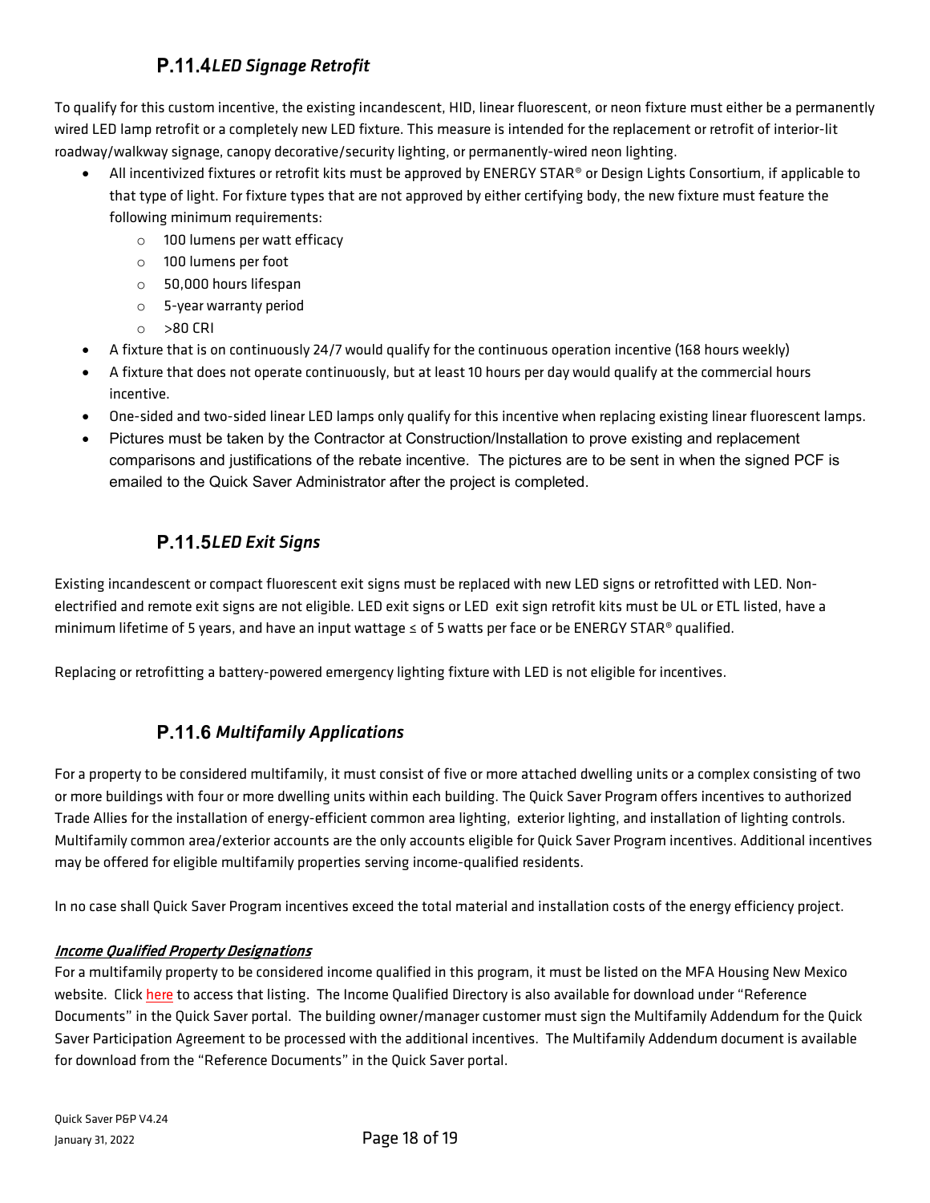### P.11.4 *LED Signage Retrofit*

To qualify for this custom incentive, the existing incandescent, HID, linear fluorescent, or neon fixture must either be a permanently wired LED lamp retrofit or a completely new LED fixture. This measure is intended for the replacement or retrofit of interior-lit roadway/walkway signage, canopy decorative/security lighting, or permanently-wired neon lighting.

- All incentivized fixtures or retrofit kits must be approved by ENERGY STAR® or Design Lights Consortium, if applicable to that type of light. For fixture types that are not approved by either certifying body, the new fixture must feature the following minimum requirements:
  - 100 lumens per watt efficacy
  - 100 lumens per foot
  - 50,000 hours lifespan
  - 5-year warranty period
  - >80 CRI
- A fixture that is on continuously 24/7 would qualify for the continuous operation incentive (168 hours weekly)
- A fixture that does not operate continuously, but at least 10 hours per day would qualify at the commercial hours incentive.
- One-sided and two-sided linear LED lamps only qualify for this incentive when replacing existing linear fluorescent lamps.
- Pictures must be taken by the Contractor at Construction/Installation to prove existing and replacement comparisons and justifications of the rebate incentive. The pictures are to be sent in when the signed PCF is emailed to the Quick Saver Administrator after the project is completed.

### P.11.5 *LED Exit Signs*

Existing incandescent or compact fluorescent exit signs must be replaced with new LED signs or retrofitted with LED. Non-electrified and remote exit signs are not eligible. LED exit signs or LED exit sign retrofit kits must be UL or ETL listed, have a minimum lifetime of 5 years, and have an input wattage ≤ of 5 watts per face or be ENERGY STAR® qualified.

Replacing or retrofitting a battery-powered emergency lighting fixture with LED is not eligible for incentives.

### P.11.6 *Multifamily Applications*

For a property to be considered multifamily, it must consist of five or more attached dwelling units or a complex consisting of two or more buildings with four or more dwelling units within each building. The Quick Saver Program offers incentives to authorized Trade Allies for the installation of energy-efficient common area lighting, exterior lighting, and installation of lighting controls. Multifamily common area/exterior accounts are the only accounts eligible for Quick Saver Program incentives. Additional incentives may be offered for eligible multifamily properties serving income-qualified residents.

In no case shall Quick Saver Program incentives exceed the total material and installation costs of the energy efficiency project.

***Income Qualified Property Designations***

For a multifamily property to be considered income qualified in this program, it must be listed on the MFA Housing New Mexico website. Click here to access that listing. The Income Qualified Directory is also available for download under "Reference Documents" in the Quick Saver portal. The building owner/manager customer must sign the Multifamily Addendum for the Quick Saver Participation Agreement to be processed with the additional incentives. The Multifamily Addendum document is available for download from the "Reference Documents" in the Quick Saver portal.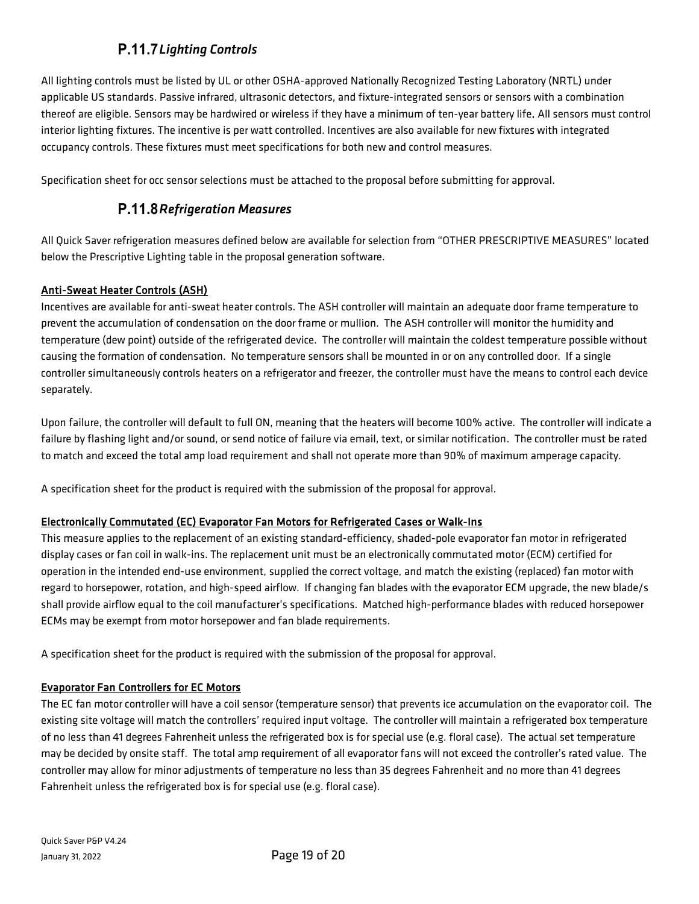### P.11.7 *Lighting Controls*

All lighting controls must be listed by UL or other OSHA-approved Nationally Recognized Testing Laboratory (NRTL) under applicable US standards. Passive infrared, ultrasonic detectors, and fixture-integrated sensors or sensors with a combination thereof are eligible. Sensors may be hardwired or wireless if they have a minimum of ten-year battery life. All sensors must control interior lighting fixtures. The incentive is per watt controlled. Incentives are also available for new fixtures with integrated occupancy controls. These fixtures must meet specifications for both new and control measures.

Specification sheet for occ sensor selections must be attached to the proposal before submitting for approval.

### P.11.8 *Refrigeration Measures*

All Quick Saver refrigeration measures defined below are available for selection from "OTHER PRESCRIPTIVE MEASURES" located below the Prescriptive Lighting table in the proposal generation software.

**Anti-Sweat Heater Controls (ASH)**

Incentives are available for anti-sweat heater controls. The ASH controller will maintain an adequate door frame temperature to prevent the accumulation of condensation on the door frame or mullion. The ASH controller will monitor the humidity and temperature (dew point) outside of the refrigerated device. The controller will maintain the coldest temperature possible without causing the formation of condensation. No temperature sensors shall be mounted in or on any controlled door. If a single controller simultaneously controls heaters on a refrigerator and freezer, the controller must have the means to control each device separately.

Upon failure, the controller will default to full ON, meaning that the heaters will become 100% active. The controller will indicate a failure by flashing light and/or sound, or send notice of failure via email, text, or similar notification. The controller must be rated to match and exceed the total amp load requirement and shall not operate more than 90% of maximum amperage capacity.

A specification sheet for the product is required with the submission of the proposal for approval.

**Electronically Commutated (EC) Evaporator Fan Motors for Refrigerated Cases or Walk-Ins**

This measure applies to the replacement of an existing standard-efficiency, shaded-pole evaporator fan motor in refrigerated display cases or fan coil in walk-ins. The replacement unit must be an electronically commutated motor (ECM) certified for operation in the intended end-use environment, supplied the correct voltage, and match the existing (replaced) fan motor with regard to horsepower, rotation, and high-speed airflow. If changing fan blades with the evaporator ECM upgrade, the new blade/s shall provide airflow equal to the coil manufacturer's specifications. Matched high-performance blades with reduced horsepower ECMs may be exempt from motor horsepower and fan blade requirements.

A specification sheet for the product is required with the submission of the proposal for approval.

**Evaporator Fan Controllers for EC Motors**

The EC fan motor controller will have a coil sensor (temperature sensor) that prevents ice accumulation on the evaporator coil. The existing site voltage will match the controllers' required input voltage. The controller will maintain a refrigerated box temperature of no less than 41 degrees Fahrenheit unless the refrigerated box is for special use (e.g. floral case). The actual set temperature may be decided by onsite staff. The total amp requirement of all evaporator fans will not exceed the controller's rated value. The controller may allow for minor adjustments of temperature no less than 35 degrees Fahrenheit and no more than 41 degrees Fahrenheit unless the refrigerated box is for special use (e.g. floral case).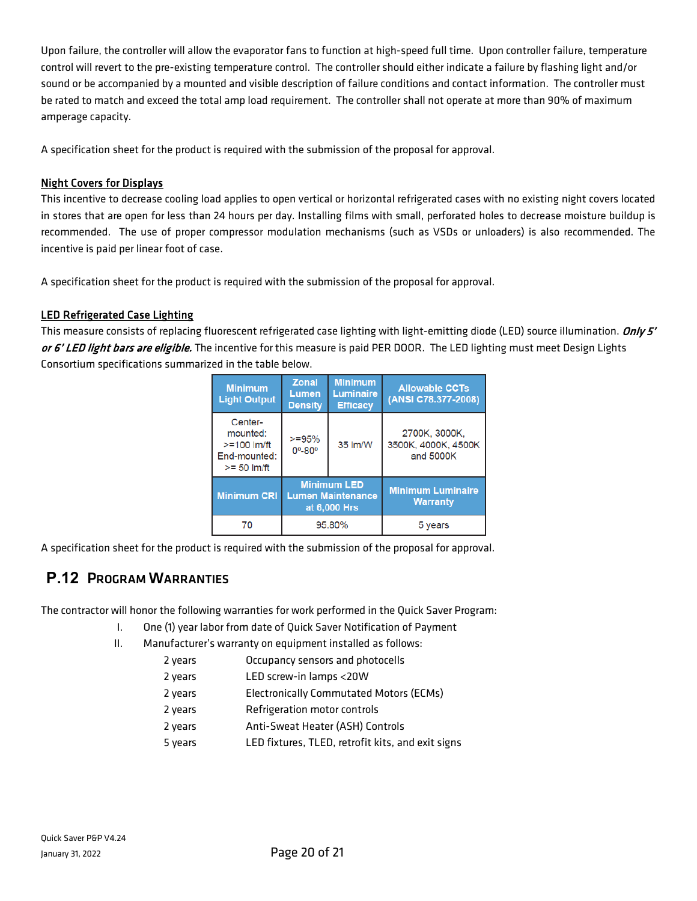Upon failure, the controller will allow the evaporator fans to function at high-speed full time. Upon controller failure, temperature control will revert to the pre-existing temperature control. The controller should either indicate a failure by flashing light and/or sound or be accompanied by a mounted and visible description of failure conditions and contact information. The controller must be rated to match and exceed the total amp load requirement. The controller shall not operate at more than 90% of maximum amperage capacity.

A specification sheet for the product is required with the submission of the proposal for approval.

__Night Covers for Displays__

This incentive to decrease cooling load applies to open vertical or horizontal refrigerated cases with no existing night covers located in stores that are open for less than 24 hours per day. Installing films with small, perforated holes to decrease moisture buildup is recommended. The use of proper compressor modulation mechanisms (such as VSDs or unloaders) is also recommended. The incentive is paid per linear foot of case.

A specification sheet for the product is required with the submission of the proposal for approval.

__LED Refrigerated Case Lighting__

This measure consists of replacing fluorescent refrigerated case lighting with light-emitting diode (LED) source illumination. ***Only 5' or 6' LED light bars are eligible.*** The incentive for this measure is paid PER DOOR. The LED lighting must meet Design Lights Consortium specifications summarized in the table below.

| Minimum Light Output | Zonal Lumen Density | Minimum Luminaire Efficacy | Allowable CCTs (ANSI C78.377-2008) |
|---|---|---|---|
| Center-mounted: >=100 lm/ft End-mounted: >= 50 lm/ft | >=95% 0º-80º | 35 lm/W | 2700K, 3000K, 3500K, 4000K, 4500K and 5000K |
| **Minimum CRI** | **Minimum LED Lumen Maintenance at 6,000 Hrs** | | **Minimum Luminaire Warranty** |
| 70 | 95.80% | | 5 years |

A specification sheet for the product is required with the submission of the proposal for approval.

## P.12 Program Warranties

The contractor will honor the following warranties for work performed in the Quick Saver Program:

I. One (1) year labor from date of Quick Saver Notification of Payment

II. Manufacturer's warranty on equipment installed as follows:

| | |
|---|---|
| 2 years | Occupancy sensors and photocells |
| 2 years | LED screw-in lamps <20W |
| 2 years | Electronically Commutated Motors (ECMs) |
| 2 years | Refrigeration motor controls |
| 2 years | Anti-Sweat Heater (ASH) Controls |
| 5 years | LED fixtures, TLED, retrofit kits, and exit signs |

Quick Saver P&P V4.24
January 31, 2022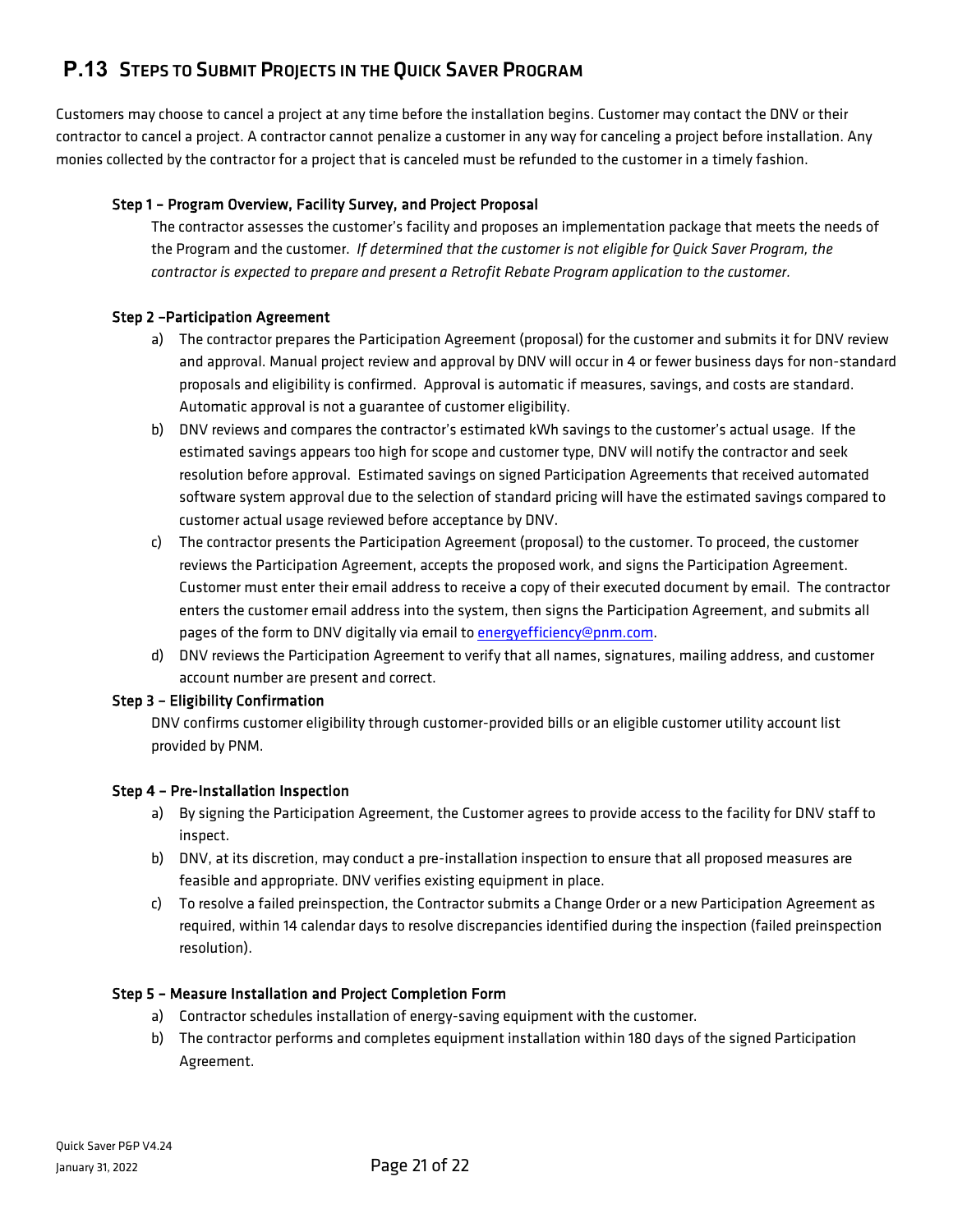## P.13 Steps to Submit Projects in the Quick Saver Program

Customers may choose to cancel a project at any time before the installation begins. Customer may contact the DNV or their contractor to cancel a project. A contractor cannot penalize a customer in any way for canceling a project before installation. Any monies collected by the contractor for a project that is canceled must be refunded to the customer in a timely fashion.

### Step 1 – Program Overview, Facility Survey, and Project Proposal

The contractor assesses the customer's facility and proposes an implementation package that meets the needs of the Program and the customer. *If determined that the customer is not eligible for Quick Saver Program, the contractor is expected to prepare and present a Retrofit Rebate Program application to the customer.*

### Step 2 –Participation Agreement

a) The contractor prepares the Participation Agreement (proposal) for the customer and submits it for DNV review and approval. Manual project review and approval by DNV will occur in 4 or fewer business days for non-standard proposals and eligibility is confirmed. Approval is automatic if measures, savings, and costs are standard. Automatic approval is not a guarantee of customer eligibility.

b) DNV reviews and compares the contractor's estimated kWh savings to the customer's actual usage. If the estimated savings appears too high for scope and customer type, DNV will notify the contractor and seek resolution before approval. Estimated savings on signed Participation Agreements that received automated software system approval due to the selection of standard pricing will have the estimated savings compared to customer actual usage reviewed before acceptance by DNV.

c) The contractor presents the Participation Agreement (proposal) to the customer. To proceed, the customer reviews the Participation Agreement, accepts the proposed work, and signs the Participation Agreement. Customer must enter their email address to receive a copy of their executed document by email. The contractor enters the customer email address into the system, then signs the Participation Agreement, and submits all pages of the form to DNV digitally via email to energyefficiency@pnm.com.

d) DNV reviews the Participation Agreement to verify that all names, signatures, mailing address, and customer account number are present and correct.

### Step 3 – Eligibility Confirmation

DNV confirms customer eligibility through customer-provided bills or an eligible customer utility account list provided by PNM.

### Step 4 – Pre-Installation Inspection

a) By signing the Participation Agreement, the Customer agrees to provide access to the facility for DNV staff to inspect.

b) DNV, at its discretion, may conduct a pre-installation inspection to ensure that all proposed measures are feasible and appropriate. DNV verifies existing equipment in place.

c) To resolve a failed preinspection, the Contractor submits a Change Order or a new Participation Agreement as required, within 14 calendar days to resolve discrepancies identified during the inspection (failed preinspection resolution).

### Step 5 – Measure Installation and Project Completion Form

a) Contractor schedules installation of energy-saving equipment with the customer.

b) The contractor performs and completes equipment installation within 180 days of the signed Participation Agreement.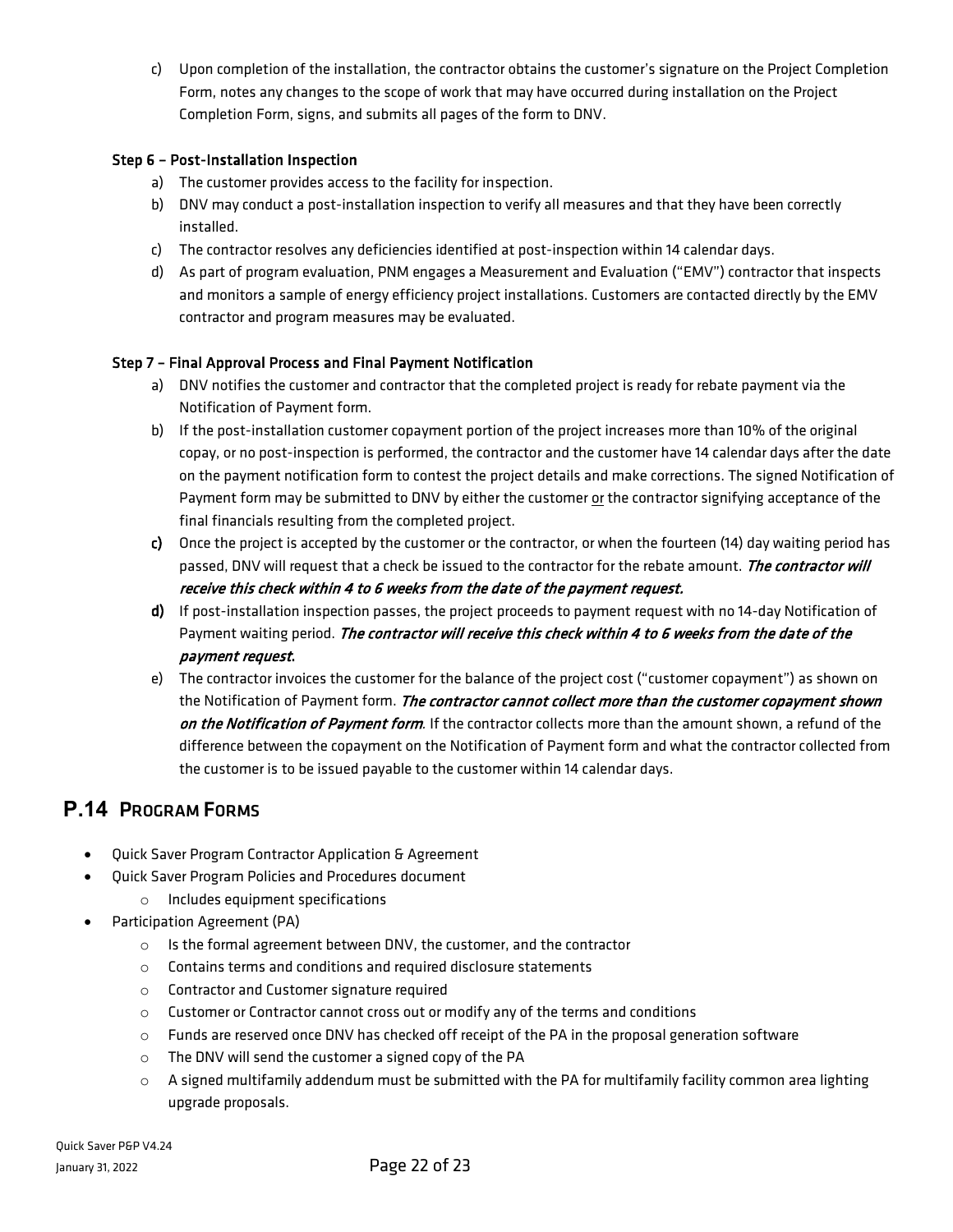c) Upon completion of the installation, the contractor obtains the customer's signature on the Project Completion Form, notes any changes to the scope of work that may have occurred during installation on the Project Completion Form, signs, and submits all pages of the form to DNV.

#### Step 6 – Post-Installation Inspection

a) The customer provides access to the facility for inspection.
b) DNV may conduct a post-installation inspection to verify all measures and that they have been correctly installed.
c) The contractor resolves any deficiencies identified at post-inspection within 14 calendar days.
d) As part of program evaluation, PNM engages a Measurement and Evaluation ("EMV") contractor that inspects and monitors a sample of energy efficiency project installations. Customers are contacted directly by the EMV contractor and program measures may be evaluated.

#### Step 7 – Final Approval Process and Final Payment Notification

a) DNV notifies the customer and contractor that the completed project is ready for rebate payment via the Notification of Payment form.
b) If the post-installation customer copayment portion of the project increases more than 10% of the original copay, or no post-inspection is performed, the contractor and the customer have 14 calendar days after the date on the payment notification form to contest the project details and make corrections. The signed Notification of Payment form may be submitted to DNV by either the customer or the contractor signifying acceptance of the final financials resulting from the completed project.
**c)** Once the project is accepted by the customer or the contractor, or when the fourteen (14) day waiting period has passed, DNV will request that a check be issued to the contractor for the rebate amount. ***The contractor will receive this check within 4 to 6 weeks from the date of the payment request.***
**d)** If post-installation inspection passes, the project proceeds to payment request with no 14-day Notification of Payment waiting period. ***The contractor will receive this check within 4 to 6 weeks from the date of the payment request.***
e) The contractor invoices the customer for the balance of the project cost ("customer copayment") as shown on the Notification of Payment form. ***The contractor cannot collect more than the customer copayment shown on the Notification of Payment form***. If the contractor collects more than the amount shown, a refund of the difference between the copayment on the Notification of Payment form and what the contractor collected from the customer is to be issued payable to the customer within 14 calendar days.

## P.14 Program Forms

- Quick Saver Program Contractor Application & Agreement
- Quick Saver Program Policies and Procedures document
  - Includes equipment specifications
- Participation Agreement (PA)
  - Is the formal agreement between DNV, the customer, and the contractor
  - Contains terms and conditions and required disclosure statements
  - Contractor and Customer signature required
  - Customer or Contractor cannot cross out or modify any of the terms and conditions
  - Funds are reserved once DNV has checked off receipt of the PA in the proposal generation software
  - The DNV will send the customer a signed copy of the PA
  - A signed multifamily addendum must be submitted with the PA for multifamily facility common area lighting upgrade proposals.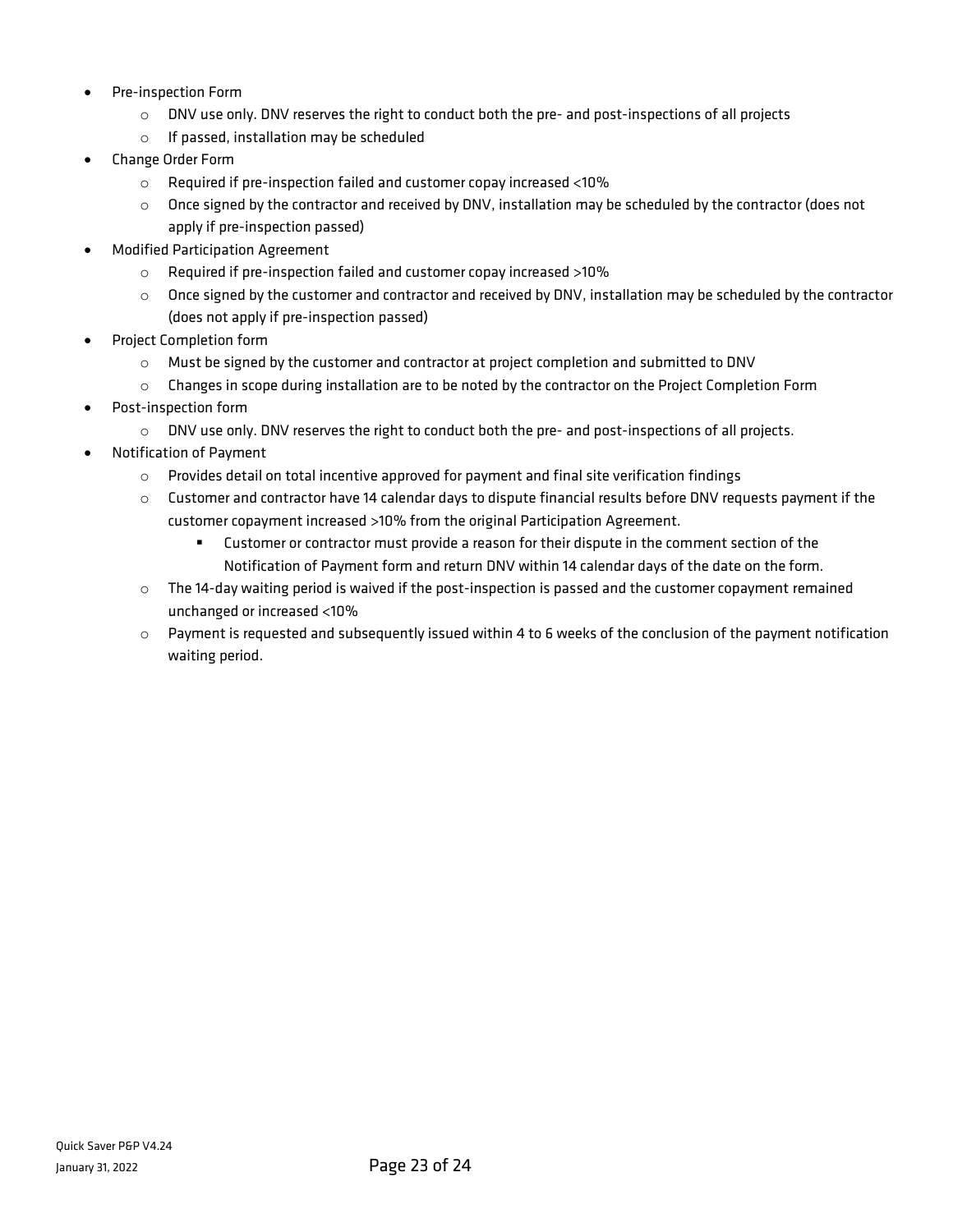- Pre-inspection Form
  - DNV use only. DNV reserves the right to conduct both the pre- and post-inspections of all projects
  - If passed, installation may be scheduled
- Change Order Form
  - Required if pre-inspection failed and customer copay increased <10%
  - Once signed by the contractor and received by DNV, installation may be scheduled by the contractor (does not apply if pre-inspection passed)
- Modified Participation Agreement
  - Required if pre-inspection failed and customer copay increased >10%
  - Once signed by the customer and contractor and received by DNV, installation may be scheduled by the contractor (does not apply if pre-inspection passed)
- Project Completion form
  - Must be signed by the customer and contractor at project completion and submitted to DNV
  - Changes in scope during installation are to be noted by the contractor on the Project Completion Form
- Post-inspection form
  - DNV use only. DNV reserves the right to conduct both the pre- and post-inspections of all projects.
- Notification of Payment
  - Provides detail on total incentive approved for payment and final site verification findings
  - Customer and contractor have 14 calendar days to dispute financial results before DNV requests payment if the customer copayment increased >10% from the original Participation Agreement.
    - Customer or contractor must provide a reason for their dispute in the comment section of the Notification of Payment form and return DNV within 14 calendar days of the date on the form.
  - The 14-day waiting period is waived if the post-inspection is passed and the customer copayment remained unchanged or increased <10%
  - Payment is requested and subsequently issued within 4 to 6 weeks of the conclusion of the payment notification waiting period.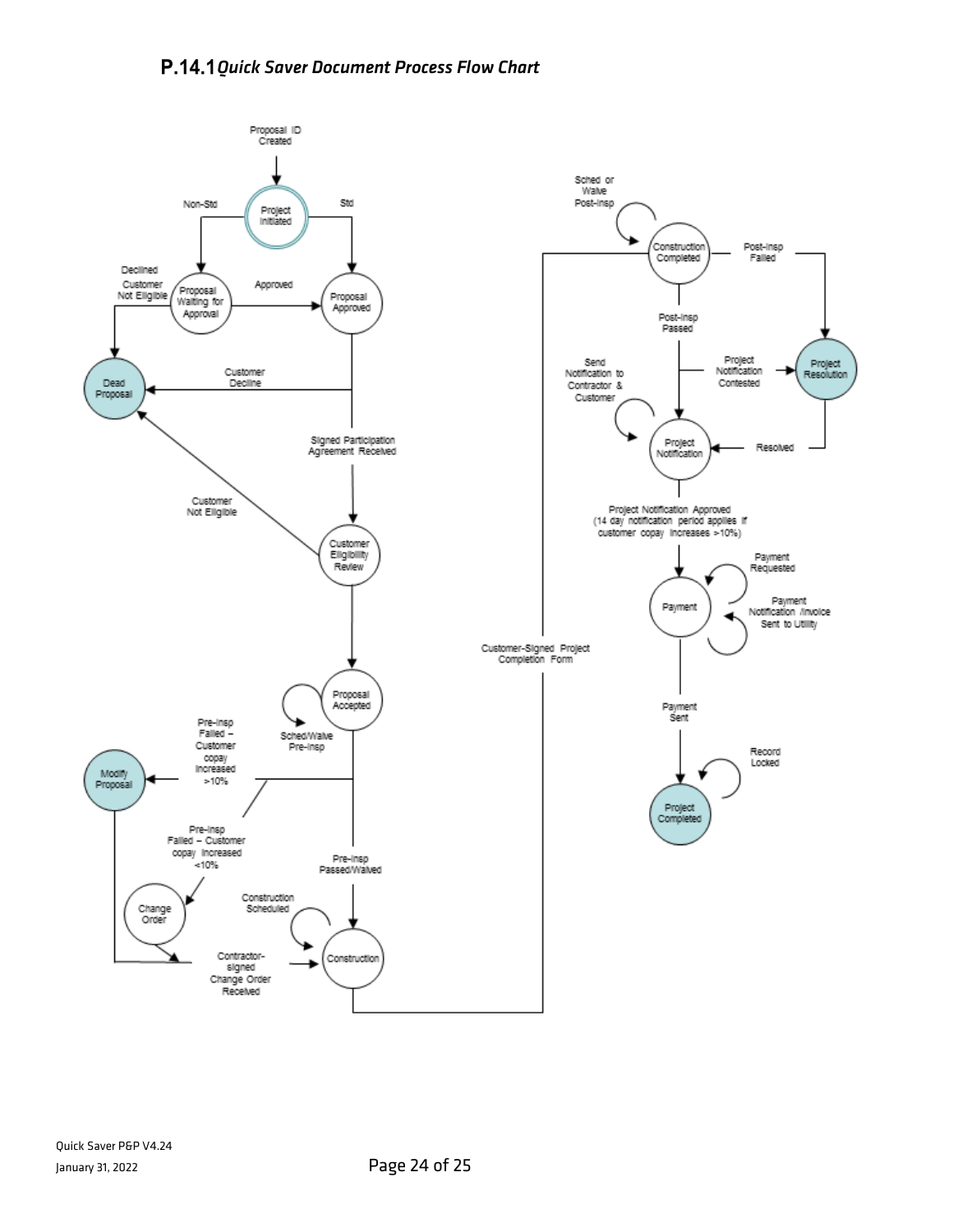### P.14.1 *Quick Saver Document Process Flow Chart*

Proposal ID Created

Project Initiated

Non-Std

Std

Declined

Customer Not Eligible

Proposal Waiting for Approval

Approved

Proposal Approved

Dead Proposal

Customer Decline

Signed Participation Agreement Received

Customer Not Eligible

Customer Eligibility Review

Proposal Accepted

Sched/Waive Pre-Insp

Pre-insp Failed – Customer copay Increased >10%

Modify Proposal

Pre-Insp Failed – Customer copay Increased <10%

Pre-Insp Passed/Waived

Change Order

Construction Scheduled

Contractor-signed Change Order Received

Construction

Customer-Signed Project Completion Form

Sched or Waive Post-Insp

Construction Completed

Post-Insp Failed

Post-Insp Passed

Send Notification to Contractor & Customer

Project Notification Contested

Project Resolution

Project Notification

Resolved

Project Notification Approved (14 day notification period applies if customer copay increases >10%)

Payment Requested

Payment

Payment Notification /Invoice Sent to Utility

Payment Sent

Record Locked

Project Completed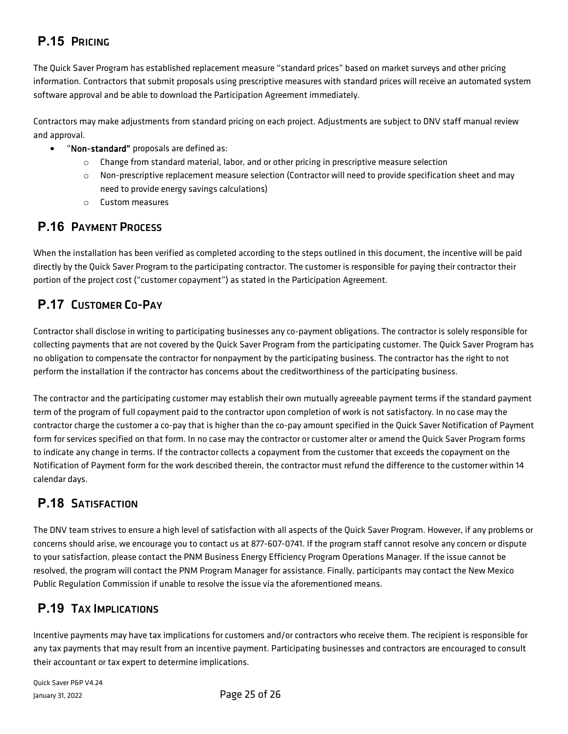## P.15 PRICING

The Quick Saver Program has established replacement measure "standard prices" based on market surveys and other pricing information. Contractors that submit proposals using prescriptive measures with standard prices will receive an automated system software approval and be able to download the Participation Agreement immediately.

Contractors may make adjustments from standard pricing on each project. Adjustments are subject to DNV staff manual review and approval.

- "**Non-standard"** proposals are defined as:
  - Change from standard material, labor, and or other pricing in prescriptive measure selection
  - Non-prescriptive replacement measure selection (Contractor will need to provide specification sheet and may need to provide energy savings calculations)
  - Custom measures

## P.16 PAYMENT PROCESS

When the installation has been verified as completed according to the steps outlined in this document, the incentive will be paid directly by the Quick Saver Program to the participating contractor. The customer is responsible for paying their contractor their portion of the project cost ("customer copayment") as stated in the Participation Agreement.

## P.17 CUSTOMER CO-PAY

Contractor shall disclose in writing to participating businesses any co-payment obligations. The contractor is solely responsible for collecting payments that are not covered by the Quick Saver Program from the participating customer. The Quick Saver Program has no obligation to compensate the contractor for nonpayment by the participating business. The contractor has the right to not perform the installation if the contractor has concerns about the creditworthiness of the participating business.

The contractor and the participating customer may establish their own mutually agreeable payment terms if the standard payment term of the program of full copayment paid to the contractor upon completion of work is not satisfactory. In no case may the contractor charge the customer a co-pay that is higher than the co-pay amount specified in the Quick Saver Notification of Payment form for services specified on that form. In no case may the contractor or customer alter or amend the Quick Saver Program forms to indicate any change in terms. If the contractor collects a copayment from the customer that exceeds the copayment on the Notification of Payment form for the work described therein, the contractor must refund the difference to the customer within 14 calendar days.

## P.18 SATISFACTION

The DNV team strives to ensure a high level of satisfaction with all aspects of the Quick Saver Program. However, if any problems or concerns should arise, we encourage you to contact us at 877-607-0741. If the program staff cannot resolve any concern or dispute to your satisfaction, please contact the PNM Business Energy Efficiency Program Operations Manager. If the issue cannot be resolved, the program will contact the PNM Program Manager for assistance. Finally, participants may contact the New Mexico Public Regulation Commission if unable to resolve the issue via the aforementioned means.

## P.19 TAX IMPLICATIONS

Incentive payments may have tax implications for customers and/or contractors who receive them. The recipient is responsible for any tax payments that may result from an incentive payment. Participating businesses and contractors are encouraged to consult their accountant or tax expert to determine implications.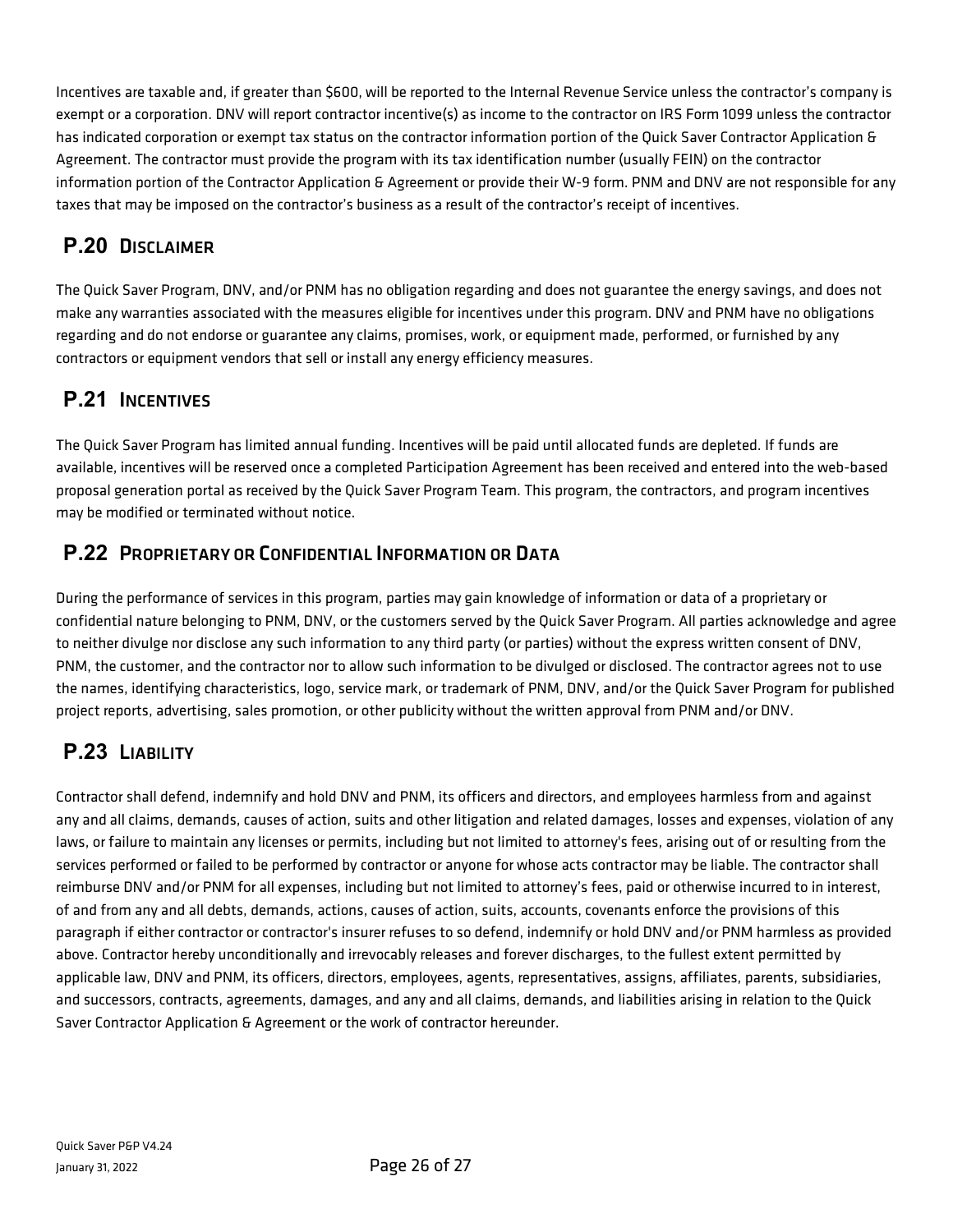Incentives are taxable and, if greater than $600, will be reported to the Internal Revenue Service unless the contractor's company is exempt or a corporation. DNV will report contractor incentive(s) as income to the contractor on IRS Form 1099 unless the contractor has indicated corporation or exempt tax status on the contractor information portion of the Quick Saver Contractor Application & Agreement. The contractor must provide the program with its tax identification number (usually FEIN) on the contractor information portion of the Contractor Application & Agreement or provide their W-9 form. PNM and DNV are not responsible for any taxes that may be imposed on the contractor's business as a result of the contractor's receipt of incentives.

## P.20 Disclaimer

The Quick Saver Program, DNV, and/or PNM has no obligation regarding and does not guarantee the energy savings, and does not make any warranties associated with the measures eligible for incentives under this program. DNV and PNM have no obligations regarding and do not endorse or guarantee any claims, promises, work, or equipment made, performed, or furnished by any contractors or equipment vendors that sell or install any energy efficiency measures.

## P.21 Incentives

The Quick Saver Program has limited annual funding. Incentives will be paid until allocated funds are depleted. If funds are available, incentives will be reserved once a completed Participation Agreement has been received and entered into the web-based proposal generation portal as received by the Quick Saver Program Team. This program, the contractors, and program incentives may be modified or terminated without notice.

## P.22 Proprietary or Confidential Information or Data

During the performance of services in this program, parties may gain knowledge of information or data of a proprietary or confidential nature belonging to PNM, DNV, or the customers served by the Quick Saver Program. All parties acknowledge and agree to neither divulge nor disclose any such information to any third party (or parties) without the express written consent of DNV, PNM, the customer, and the contractor nor to allow such information to be divulged or disclosed. The contractor agrees not to use the names, identifying characteristics, logo, service mark, or trademark of PNM, DNV, and/or the Quick Saver Program for published project reports, advertising, sales promotion, or other publicity without the written approval from PNM and/or DNV.

## P.23 Liability

Contractor shall defend, indemnify and hold DNV and PNM, its officers and directors, and employees harmless from and against any and all claims, demands, causes of action, suits and other litigation and related damages, losses and expenses, violation of any laws, or failure to maintain any licenses or permits, including but not limited to attorney's fees, arising out of or resulting from the services performed or failed to be performed by contractor or anyone for whose acts contractor may be liable. The contractor shall reimburse DNV and/or PNM for all expenses, including but not limited to attorney's fees, paid or otherwise incurred to in interest, of and from any and all debts, demands, actions, causes of action, suits, accounts, covenants enforce the provisions of this paragraph if either contractor or contractor's insurer refuses to so defend, indemnify or hold DNV and/or PNM harmless as provided above. Contractor hereby unconditionally and irrevocably releases and forever discharges, to the fullest extent permitted by applicable law, DNV and PNM, its officers, directors, employees, agents, representatives, assigns, affiliates, parents, subsidiaries, and successors, contracts, agreements, damages, and any and all claims, demands, and liabilities arising in relation to the Quick Saver Contractor Application & Agreement or the work of contractor hereunder.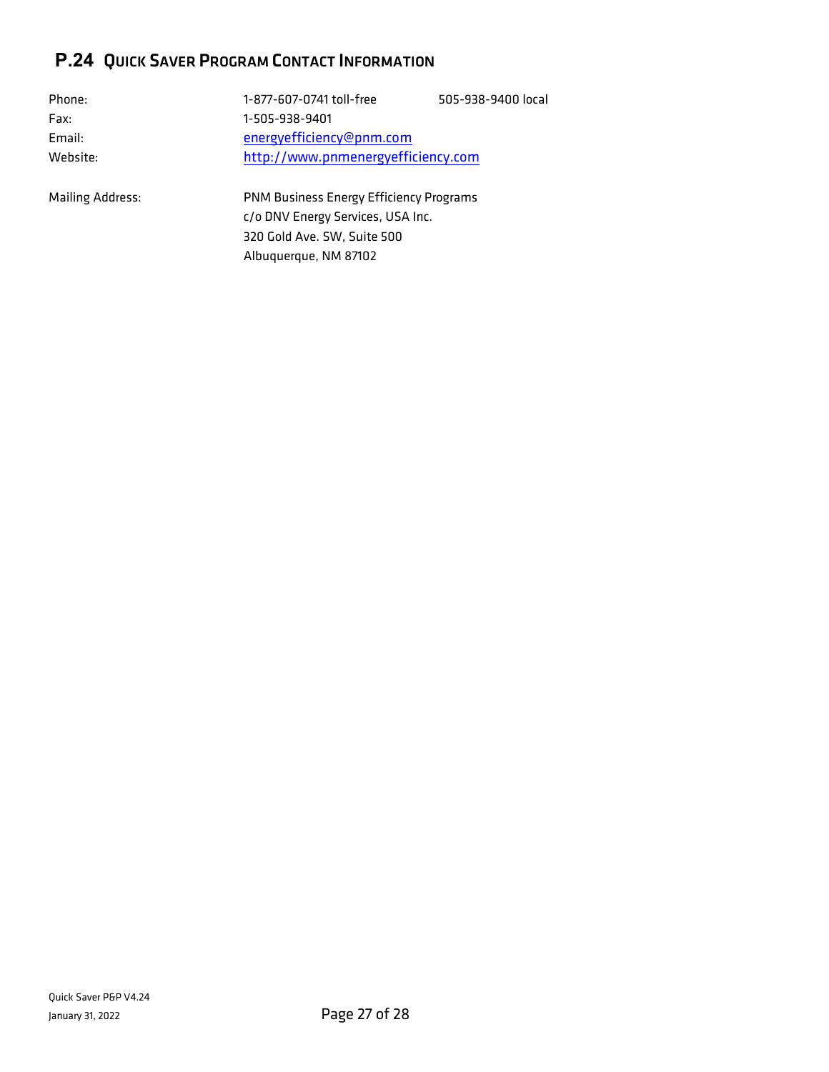## P.24 Quick Saver Program Contact Information

| | | |
|---|---|---|
| Phone: | 1-877-607-0741 toll-free | 505-938-9400 local |
| Fax: | 1-505-938-9401 | |
| Email: | energyefficiency@pnm.com | |
| Website: | http://www.pnmenergyefficiency.com | |

Mailing Address:

PNM Business Energy Efficiency Programs
c/o DNV Energy Services, USA Inc.
320 Gold Ave. SW, Suite 500
Albuquerque, NM 87102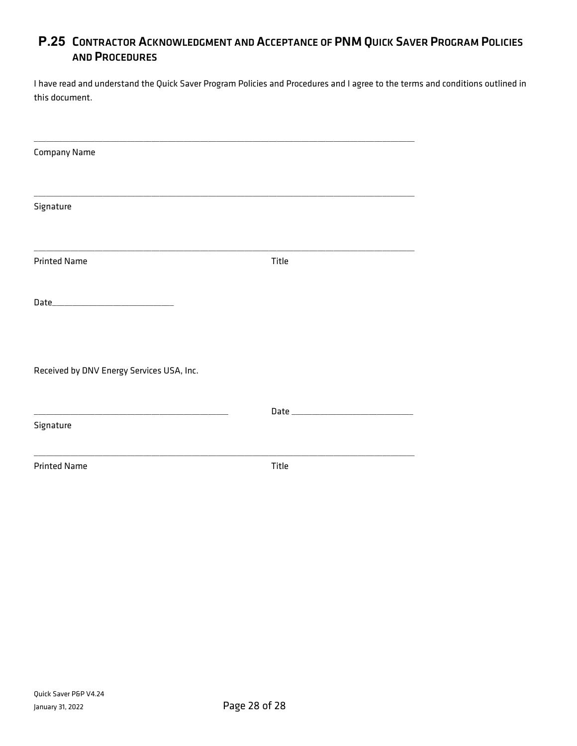## P.25 Contractor Acknowledgment and Acceptance of PNM Quick Saver Program Policies and Procedures

I have read and understand the Quick Saver Program Policies and Procedures and I agree to the terms and conditions outlined in this document.

_______________________________________________________________________________

Company Name

_______________________________________________________________________________

Signature

_______________________________________________________________________________

Printed Name                                        Title

Date_____________________________

Received by DNV Energy Services USA, Inc.

_____________________________________________        Date _____________________________

Signature

_______________________________________________________________________________

Printed Name                                        Title

Quick Saver P&P V4.24

January 31, 2022